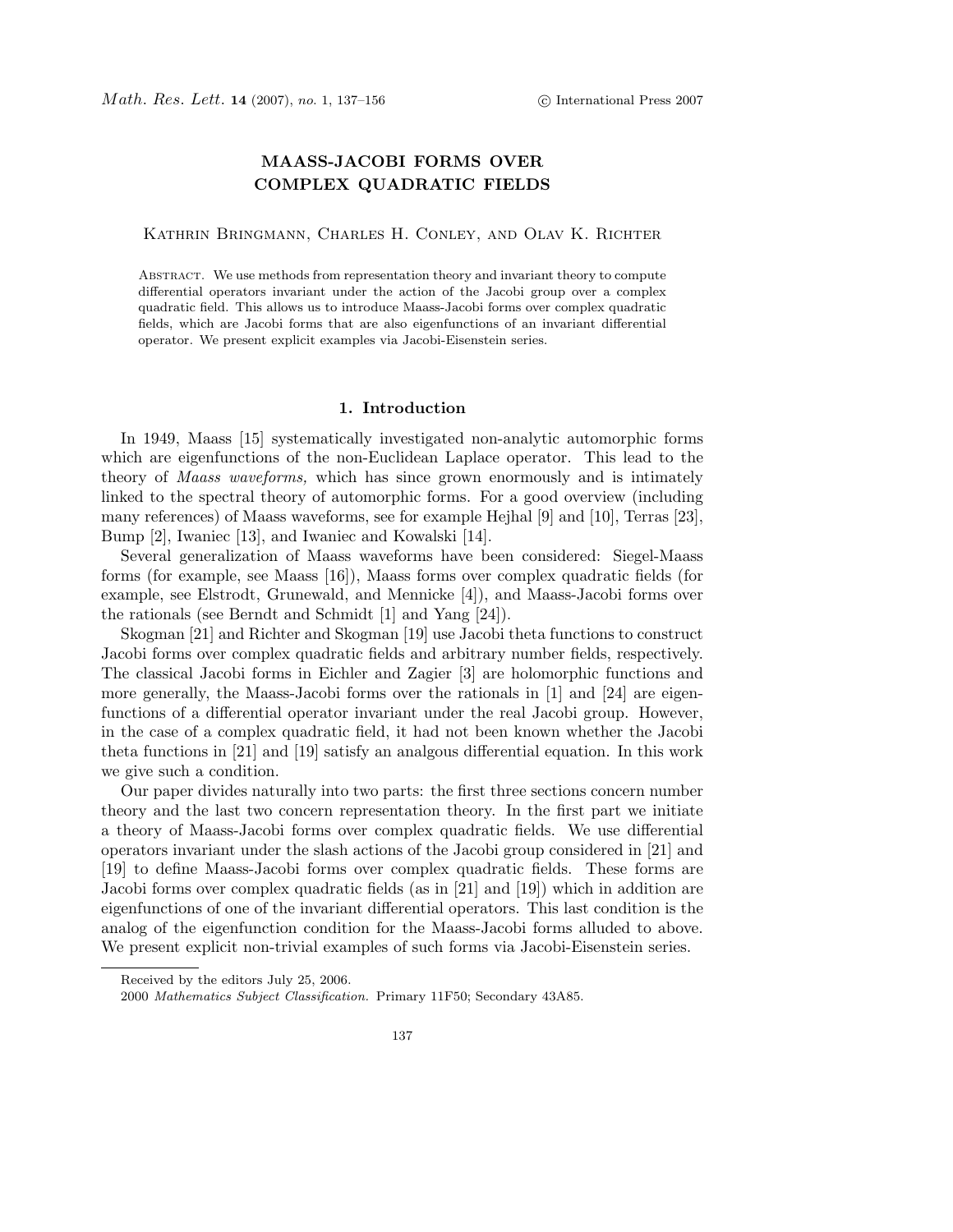# MAASS-JACOBI FORMS OVER COMPLEX QUADRATIC FIELDS

Kathrin Bringmann, Charles H. Conley, and Olav K. Richter

Abstract. We use methods from representation theory and invariant theory to compute differential operators invariant under the action of the Jacobi group over a complex quadratic field. This allows us to introduce Maass-Jacobi forms over complex quadratic fields, which are Jacobi forms that are also eigenfunctions of an invariant differential operator. We present explicit examples via Jacobi-Eisenstein series.

## 1. Introduction

In 1949, Maass [15] systematically investigated non-analytic automorphic forms which are eigenfunctions of the non-Euclidean Laplace operator. This lead to the theory of *Maass waveforms,* which has since grown enormously and is intimately linked to the spectral theory of automorphic forms. For a good overview (including many references) of Maass waveforms, see for example Hejhal [9] and [10], Terras [23], Bump [2], Iwaniec [13], and Iwaniec and Kowalski [14].

Several generalization of Maass waveforms have been considered: Siegel-Maass forms (for example, see Maass [16]), Maass forms over complex quadratic fields (for example, see Elstrodt, Grunewald, and Mennicke [4]), and Maass-Jacobi forms over the rationals (see Berndt and Schmidt [1] and Yang [24]).

Skogman [21] and Richter and Skogman [19] use Jacobi theta functions to construct Jacobi forms over complex quadratic fields and arbitrary number fields, respectively. The classical Jacobi forms in Eichler and Zagier [3] are holomorphic functions and more generally, the Maass-Jacobi forms over the rationals in [1] and [24] are eigenfunctions of a differential operator invariant under the real Jacobi group. However, in the case of a complex quadratic field, it had not been known whether the Jacobi theta functions in [21] and [19] satisfy an analgous differential equation. In this work we give such a condition.

Our paper divides naturally into two parts: the first three sections concern number theory and the last two concern representation theory. In the first part we initiate a theory of Maass-Jacobi forms over complex quadratic fields. We use differential operators invariant under the slash actions of the Jacobi group considered in [21] and [19] to define Maass-Jacobi forms over complex quadratic fields. These forms are Jacobi forms over complex quadratic fields (as in [21] and [19]) which in addition are eigenfunctions of one of the invariant differential operators. This last condition is the analog of the eigenfunction condition for the Maass-Jacobi forms alluded to above. We present explicit non-trivial examples of such forms via Jacobi-Eisenstein series.

Received by the editors July 25, 2006.

2000 *Mathematics Subject Classification.* Primary 11F50; Secondary 43A85.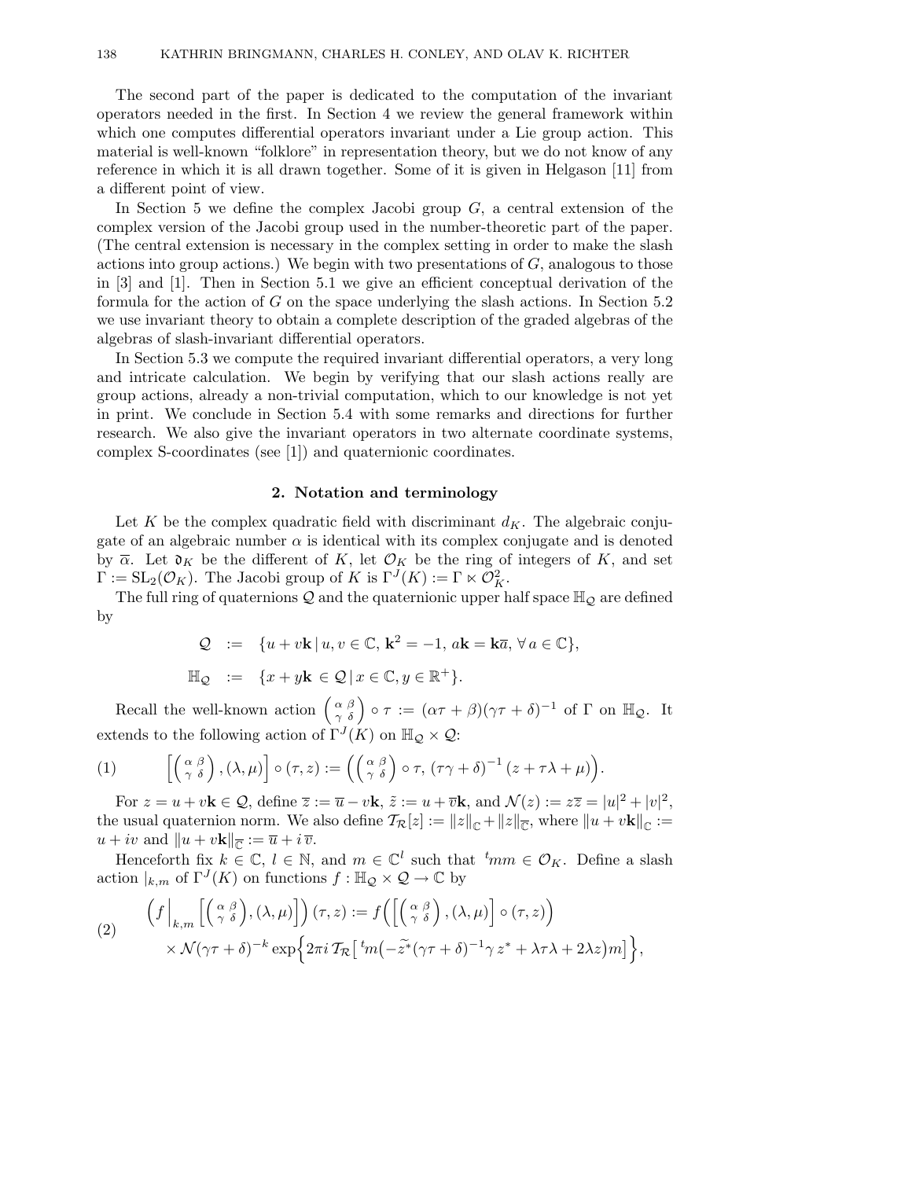The second part of the paper is dedicated to the computation of the invariant operators needed in the first. In Section 4 we review the general framework within which one computes differential operators invariant under a Lie group action. This material is well-known "folklore" in representation theory, but we do not know of any reference in which it is all drawn together. Some of it is given in Helgason [11] from a different point of view.

In Section 5 we define the complex Jacobi group $G$, a central extension of the complex version of the Jacobi group used in the number-theoretic part of the paper. (The central extension is necessary in the complex setting in order to make the slash actions into group actions.) We begin with two presentations of $G$, analogous to those in [3] and [1]. Then in Section 5.1 we give an efficient conceptual derivation of the formula for the action of $G$ on the space underlying the slash actions. In Section 5.2 we use invariant theory to obtain a complete description of the graded algebras of the algebras of slash-invariant differential operators.

In Section 5.3 we compute the required invariant differential operators, a very long and intricate calculation. We begin by verifying that our slash actions really are group actions, already a non-trivial computation, which to our knowledge is not yet in print. We conclude in Section 5.4 with some remarks and directions for further research. We also give the invariant operators in two alternate coordinate systems, complex S-coordinates (see [1]) and quaternionic coordinates.

## 2. Notation and terminology

Let $K$ be the complex quadratic field with discriminant $d_K$. The algebraic conjugate of an algebraic number $\alpha$ is identical with its complex conjugate and is denoted by $\overline{\alpha}$. Let $\mathfrak{d}_K$ be the different of $K$, let $\mathcal{O}_K$ be the ring of integers of $K$, and set $\Gamma := \mathrm{SL}_2(\mathcal{O}_K)$. The Jacobi group of $K$ is $\Gamma^J(K) := \Gamma \ltimes \mathcal{O}_K^2$.

The full ring of quaternions $\mathcal{Q}$ and the quaternionic upper half space $\mathbb{H}_\mathcal{Q}$ are defined by

$$\begin{aligned}
\mathcal{Q} &:= \{u + v\mathbf{k} \mid u, v \in \mathbb{C},\, \mathbf{k}^2 = -1,\, a\mathbf{k} = \mathbf{k}\overline{a},\, \forall\, a \in \mathbb{C}\}, \\
\mathbb{H}_\mathcal{Q} &:= \{x + y\mathbf{k} \in \mathcal{Q} \mid x \in \mathbb{C}, y \in \mathbb{R}^+\}.
\end{aligned}$$

Recall the well-known action $\left(\begin{smallmatrix} \alpha & \beta \\ \gamma & \delta \end{smallmatrix}\right) \circ \tau := (\alpha\tau + \beta)(\gamma\tau + \delta)^{-1}$ of $\Gamma$ on $\mathbb{H}_\mathcal{Q}$. It extends to the following action of $\Gamma^J(K)$ on $\mathbb{H}_\mathcal{Q} \times \mathcal{Q}$:

$$\left[\left(\begin{smallmatrix} \alpha & \beta \\ \gamma & \delta \end{smallmatrix}\right), (\lambda, \mu)\right] \circ (\tau, z) := \left(\left(\begin{smallmatrix} \alpha & \beta \\ \gamma & \delta \end{smallmatrix}\right) \circ \tau,\; (\tau\gamma + \delta)^{-1}\left(z + \tau\lambda + \mu\right)\right). \tag{1}$$

For $z = u + v\mathbf{k} \in \mathcal{Q}$, define $\overline{z} := \overline{u} - v\mathbf{k}$, $\tilde{z} := u + \overline{v}\mathbf{k}$, and $\mathcal{N}(z) := z\overline{z} = |u|^2 + |v|^2$, the usual quaternion norm. We also define $\mathcal{T}_\mathcal{R}[z] := \|z\|_\mathbb{C} + \|z\|_{\overline{\mathbb{C}}}$, where $\|u + v\mathbf{k}\|_\mathbb{C} := u + iv$ and $\|u + v\mathbf{k}\|_{\overline{\mathbb{C}}} := \overline{u} + i\,\overline{v}$.

Henceforth fix $k \in \mathbb{C}$, $l \in \mathbb{N}$, and $m \in \mathbb{C}^l$ such that ${}^t mm \in \mathcal{O}_K$. Define a slash action $|_{k,m}$ of $\Gamma^J(K)$ on functions $f : \mathbb{H}_\mathcal{Q} \times \mathcal{Q} \to \mathbb{C}$ by

$$\begin{aligned}
\left(f\Big|_{k,m}\left[\left(\begin{smallmatrix} \alpha & \beta \\ \gamma & \delta \end{smallmatrix}\right), (\lambda, \mu)\right]\right)(\tau, z) &:= f\Big(\left[\left(\begin{smallmatrix} \alpha & \beta \\ \gamma & \delta \end{smallmatrix}\right), (\lambda, \mu)\right] \circ (\tau, z)\Big) \\
&\quad \times \mathcal{N}(\gamma\tau + \delta)^{-k} \exp\Big\{2\pi i\, \mathcal{T}_\mathcal{R}\big[\,{}^t m\big(-\widetilde{z^*}(\gamma\tau + \delta)^{-1}\gamma\, z^* + \lambda\tau\lambda + 2\lambda z\big)m\big]\Big\},
\end{aligned} \tag{2}$$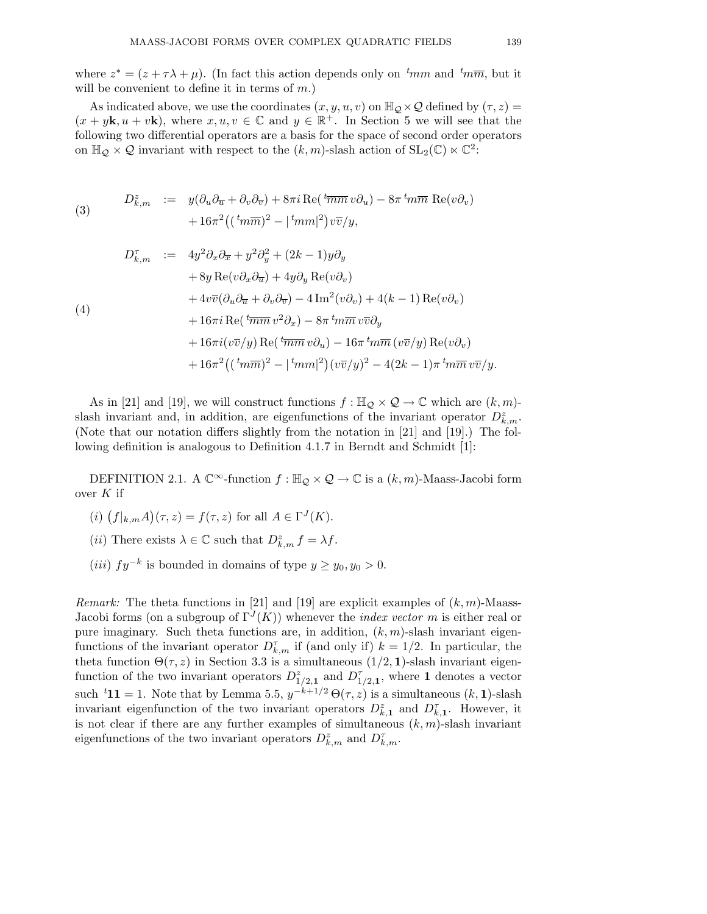where $z^* = (z + \tau\lambda + \mu)$. (In fact this action depends only on ${}^t mm$ and ${}^t m\overline{m}$, but it will be convenient to define it in terms of $m$.)

As indicated above, we use the coordinates $(x, y, u, v)$ on $\mathbb{H}_{\mathcal{Q}} \times \mathcal{Q}$ defined by $(\tau, z) = (x + y\mathbf{k}, u + v\mathbf{k})$, where $x, u, v \in \mathbb{C}$ and $y \in \mathbb{R}^+$. In Section 5 we will see that the following two differential operators are a basis for the space of second order operators on $\mathbb{H}_{\mathcal{Q}} \times \mathcal{Q}$ invariant with respect to the $(k, m)$-slash action of $\mathrm{SL}_2(\mathbb{C}) \ltimes \mathbb{C}^2$:

$$
\begin{aligned}
D^z_{k,m} \;:=\;& y(\partial_u\partial_{\overline{u}} + \partial_v\partial_{\overline{v}}) + 8\pi i \,\mathrm{Re}({}^t\overline{m}\overline{m}\, v\partial_u) - 8\pi\, {}^t m\overline{m}\, \mathrm{Re}(v\partial_v) \\
&+ 16\pi^2\big(({}^t m\overline{m})^2 - |{}^t mm|^2\big) v\overline{v}/y,
\end{aligned} \tag{3}
$$

$$
\begin{aligned}
D^\tau_{k,m} \;:=\;& 4y^2\partial_x\partial_{\overline{x}} + y^2\partial_y^2 + (2k-1)y\partial_y \\
&+ 8y\,\mathrm{Re}(v\partial_x\partial_{\overline{u}}) + 4y\partial_y\,\mathrm{Re}(v\partial_v) \\
&+ 4v\overline{v}(\partial_u\partial_{\overline{u}} + \partial_v\partial_{\overline{v}}) - 4\,\mathrm{Im}^2(v\partial_v) + 4(k-1)\,\mathrm{Re}(v\partial_v) \\
&+ 16\pi i\,\mathrm{Re}({}^t\overline{m}\overline{m}\, v^2\partial_x) - 8\pi\, {}^t m\overline{m}\, v\overline{v}\partial_y \\
&+ 16\pi i(v\overline{v}/y)\,\mathrm{Re}({}^t\overline{m}\overline{m}\, v\partial_u) - 16\pi\, {}^t m\overline{m}\,(v\overline{v}/y)\,\mathrm{Re}(v\partial_v) \\
&+ 16\pi^2\big(({}^t m\overline{m})^2 - |{}^t mm|^2\big)(v\overline{v}/y)^2 - 4(2k-1)\pi\, {}^t m\overline{m}\, v\overline{v}/y.
\end{aligned} \tag{4}
$$

As in [21] and [19], we will construct functions $f : \mathbb{H}_{\mathcal{Q}} \times \mathcal{Q} \to \mathbb{C}$ which are $(k, m)$-slash invariant and, in addition, are eigenfunctions of the invariant operator $D^z_{k,m}$. (Note that our notation differs slightly from the notation in [21] and [19].) The following definition is analogous to Definition 4.1.7 in Berndt and Schmidt [1]:

DEFINITION 2.1. A $\mathbb{C}^\infty$-function $f : \mathbb{H}_{\mathcal{Q}} \times \mathcal{Q} \to \mathbb{C}$ is a $(k, m)$-Maass-Jacobi form over $K$ if

- $(i)$ $\big(f|_{k,m}A\big)(\tau, z) = f(\tau, z)$ for all $A \in \Gamma^J(K)$.
- $(ii)$ There exists $\lambda \in \mathbb{C}$ such that $D^z_{k,m} f = \lambda f$.
- $(iii)$ $fy^{-k}$ is bounded in domains of type $y \geq y_0, y_0 > 0$.

*Remark:* The theta functions in [21] and [19] are explicit examples of $(k, m)$-Maass-Jacobi forms (on a subgroup of $\Gamma^J(K)$) whenever the *index vector* $m$ is either real or pure imaginary. Such theta functions are, in addition, $(k, m)$-slash invariant eigenfunctions of the invariant operator $D^\tau_{k,m}$ if (and only if) $k = 1/2$. In particular, the theta function $\Theta(\tau, z)$ in Section 3.3 is a simultaneous $(1/2, \mathbf{1})$-slash invariant eigenfunction of the two invariant operators $D^z_{1/2,\mathbf{1}}$ and $D^\tau_{1/2,\mathbf{1}}$, where $\mathbf{1}$ denotes a vector such ${}^t\mathbf{1}\mathbf{1} = 1$. Note that by Lemma 5.5, $y^{-k+1/2}\,\Theta(\tau, z)$ is a simultaneous $(k, \mathbf{1})$-slash invariant eigenfunction of the two invariant operators $D^z_{k,\mathbf{1}}$ and $D^\tau_{k,\mathbf{1}}$. However, it is not clear if there are any further examples of simultaneous $(k, m)$-slash invariant eigenfunctions of the two invariant operators $D^z_{k,m}$ and $D^\tau_{k,m}$.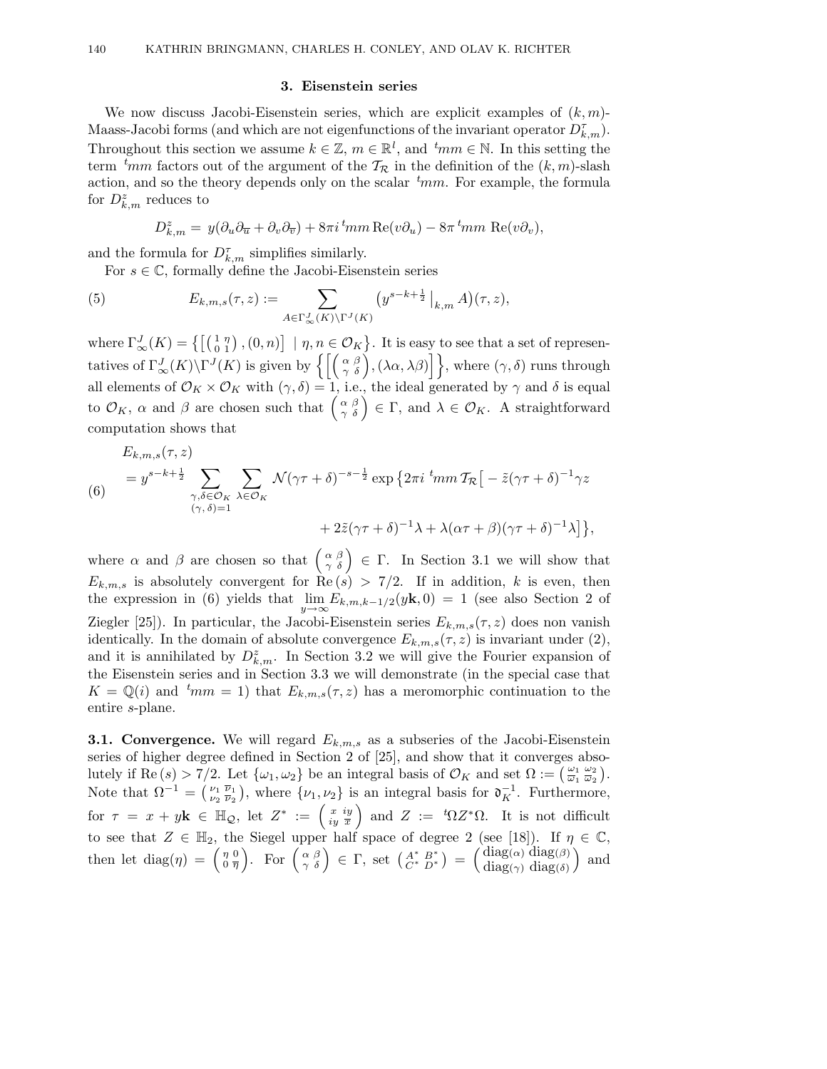## 3. Eisenstein series

We now discuss Jacobi-Eisenstein series, which are explicit examples of $(k, m)$-Maass-Jacobi forms (and which are not eigenfunctions of the invariant operator $D^{\tau}_{k,m}$). Throughout this section we assume $k \in \mathbb{Z}$, $m \in \mathbb{R}^l$, and ${}^t mm \in \mathbb{N}$. In this setting the term ${}^t mm$ factors out of the argument of the $\mathcal{T}_{\mathcal{R}}$ in the definition of the $(k, m)$-slash action, and so the theory depends only on the scalar ${}^t mm$. For example, the formula for $D^{z}_{k,m}$ reduces to

$$D^{z}_{k,m} = y(\partial_u \partial_{\overline{u}} + \partial_v \partial_{\overline{v}}) + 8\pi i\, {}^t mm \operatorname{Re}(v\partial_u) - 8\pi\, {}^t mm \operatorname{Re}(v\partial_v),$$

and the formula for $D^{\tau}_{k,m}$ simplifies similarly.

For $s \in \mathbb{C}$, formally define the Jacobi-Eisenstein series

$$E_{k,m,s}(\tau, z) := \sum_{A \in \Gamma^J_\infty(K)\backslash \Gamma^J(K)} \big(y^{s-k+\frac{1}{2}}\big|_{k,m} A\big)(\tau, z), \tag{5}$$

where $\Gamma^J_\infty(K) = \left\{ \left[ \left(\begin{smallmatrix} 1 & \eta \\ 0 & 1 \end{smallmatrix}\right), (0, n) \right] \mid \eta, n \in \mathcal{O}_K \right\}$. It is easy to see that a set of representatives of $\Gamma^J_\infty(K)\backslash\Gamma^J(K)$ is given by $\left\{ \left[ \left(\begin{smallmatrix} \alpha & \beta \\ \gamma & \delta \end{smallmatrix}\right), (\lambda\alpha, \lambda\beta) \right] \right\}$, where $(\gamma, \delta)$ runs through all elements of $\mathcal{O}_K \times \mathcal{O}_K$ with $(\gamma, \delta) = 1$, i.e., the ideal generated by $\gamma$ and $\delta$ is equal to $\mathcal{O}_K$, $\alpha$ and $\beta$ are chosen such that $\left(\begin{smallmatrix} \alpha & \beta \\ \gamma & \delta \end{smallmatrix}\right) \in \Gamma$, and $\lambda \in \mathcal{O}_K$. A straightforward computation shows that

$$\begin{aligned}
&E_{k,m,s}(\tau, z) \\
&= y^{s-k+\frac{1}{2}} \sum_{\substack{\gamma, \delta \in \mathcal{O}_K \\ (\gamma, \delta)=1}} \sum_{\lambda \in \mathcal{O}_K} \mathcal{N}(\gamma\tau + \delta)^{-s-\frac{1}{2}} \exp\big\{ 2\pi i\, {}^t mm\, \mathcal{T}_{\mathcal{R}}\big[ -\tilde{z}(\gamma\tau + \delta)^{-1}\gamma z \\
&\qquad + 2\tilde{z}(\gamma\tau + \delta)^{-1}\lambda + \lambda(\alpha\tau + \beta)(\gamma\tau + \delta)^{-1}\lambda \big] \big\},
\end{aligned} \tag{6}$$

where $\alpha$ and $\beta$ are chosen so that $\left(\begin{smallmatrix} \alpha & \beta \\ \gamma & \delta \end{smallmatrix}\right) \in \Gamma$. In Section 3.1 we will show that $E_{k,m,s}$ is absolutely convergent for $\operatorname{Re}(s) > 7/2$. If in addition, $k$ is even, then the expression in (6) yields that $\lim_{y\to\infty} E_{k,m,k-1/2}(y\mathbf{k}, 0) = 1$ (see also Section 2 of Ziegler [25]). In particular, the Jacobi-Eisenstein series $E_{k,m,s}(\tau, z)$ does non vanish identically. In the domain of absolute convergence $E_{k,m,s}(\tau, z)$ is invariant under (2), and it is annihilated by $D^{z}_{k,m}$. In Section 3.2 we will give the Fourier expansion of the Eisenstein series and in Section 3.3 we will demonstrate (in the special case that $K = \mathbb{Q}(i)$ and ${}^t mm = 1$) that $E_{k,m,s}(\tau, z)$ has a meromorphic continuation to the entire $s$-plane.

**3.1. Convergence.** We will regard $E_{k,m,s}$ as a subseries of the Jacobi-Eisenstein series of higher degree defined in Section 2 of [25], and show that it converges absolutely if $\operatorname{Re}(s) > 7/2$. Let $\{\omega_1, \omega_2\}$ be an integral basis of $\mathcal{O}_K$ and set $\Omega := \left(\begin{smallmatrix} \omega_1 & \omega_2 \\ \overline{\omega}_1 & \overline{\omega}_2 \end{smallmatrix}\right)$. Note that $\Omega^{-1} = \left(\begin{smallmatrix} \nu_1 & \overline{\nu}_1 \\ \nu_2 & \overline{\nu}_2 \end{smallmatrix}\right)$, where $\{\nu_1, \nu_2\}$ is an integral basis for $\mathfrak{d}_K^{-1}$. Furthermore, for $\tau = x + y\mathbf{k} \in \mathbb{H}_{\mathcal{Q}}$, let $Z^* := \left(\begin{smallmatrix} x & iy \\ iy & \overline{x} \end{smallmatrix}\right)$ and $Z := {}^t\Omega Z^* \Omega$. It is not difficult to see that $Z \in \mathbb{H}_2$, the Siegel upper half space of degree 2 (see [18]). If $\eta \in \mathbb{C}$, then let $\operatorname{diag}(\eta) = \left(\begin{smallmatrix} \eta & 0 \\ 0 & \overline{\eta} \end{smallmatrix}\right)$. For $\left(\begin{smallmatrix} \alpha & \beta \\ \gamma & \delta \end{smallmatrix}\right) \in \Gamma$, set $\left(\begin{smallmatrix} A^* & B^* \\ C^* & D^* \end{smallmatrix}\right) = \left(\begin{smallmatrix} \operatorname{diag}(\alpha) & \operatorname{diag}(\beta) \\ \operatorname{diag}(\gamma) & \operatorname{diag}(\delta) \end{smallmatrix}\right)$ and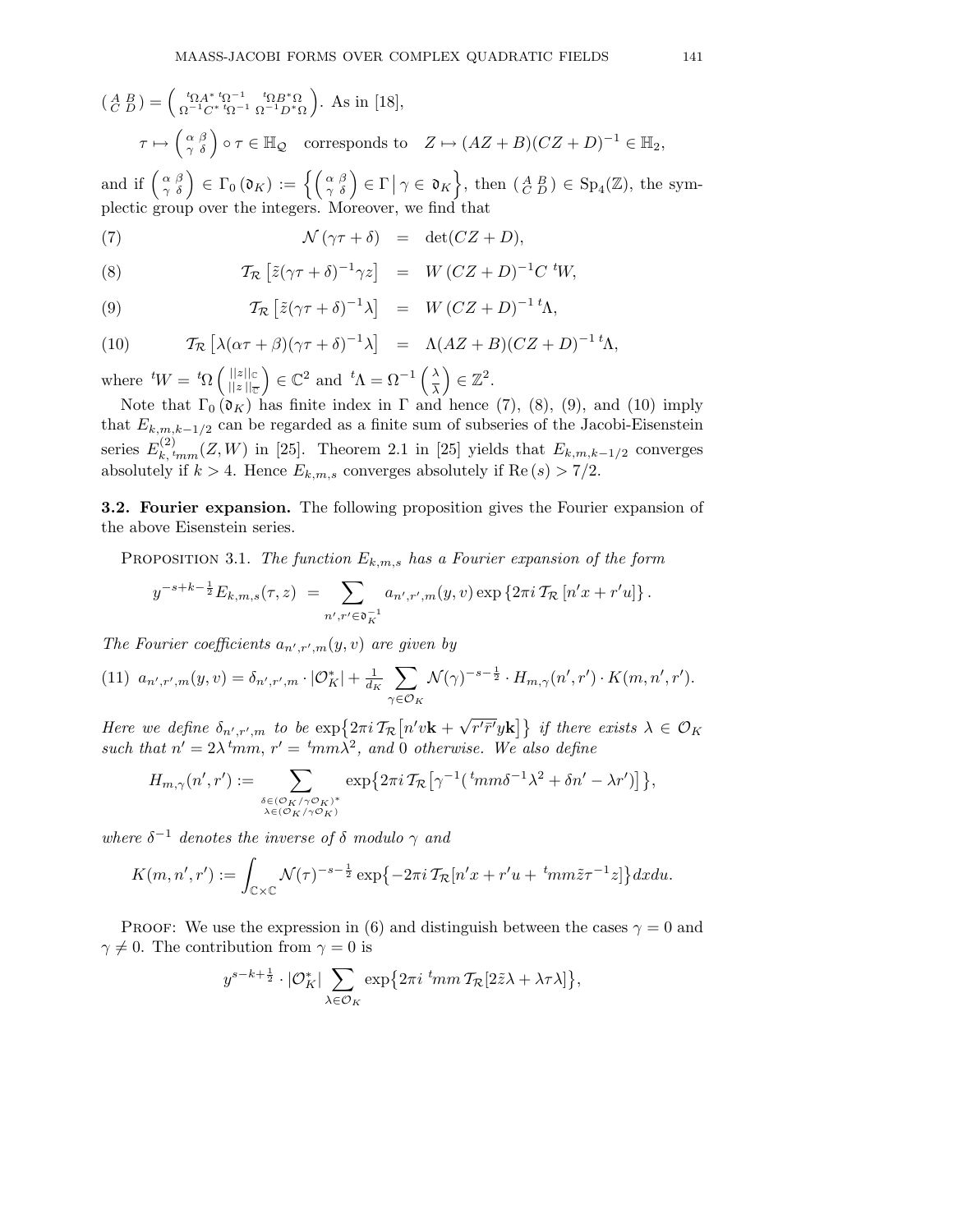$\left(\begin{smallmatrix} A & B \\ C & D \end{smallmatrix}\right) = \left(\begin{smallmatrix} {}^t\Omega A^* \, {}^t\Omega^{-1} & {}^t\Omega B^* \Omega \\ \Omega^{-1} C^* \, {}^t\Omega^{-1} & \Omega^{-1} D^* \Omega \end{smallmatrix}\right)$. As in [18],

$$\tau \mapsto \begin{pmatrix} \alpha & \beta \\ \gamma & \delta \end{pmatrix} \circ \tau \in \mathbb{H}_{\mathcal{Q}} \quad \text{corresponds to} \quad Z \mapsto (AZ+B)(CZ+D)^{-1} \in \mathbb{H}_2,$$

and if $\left(\begin{smallmatrix} \alpha & \beta \\ \gamma & \delta \end{smallmatrix}\right) \in \Gamma_0(\mathfrak{d}_K) := \left\{ \left(\begin{smallmatrix} \alpha & \beta \\ \gamma & \delta \end{smallmatrix}\right) \in \Gamma \,\middle|\, \gamma \in \mathfrak{d}_K \right\}$, then $\left(\begin{smallmatrix} A & B \\ C & D \end{smallmatrix}\right) \in \mathrm{Sp}_4(\mathbb{Z})$, the symplectic group over the integers. Moreover, we find that

$$\mathcal{N}(\gamma\tau+\delta) = \det(CZ+D), \tag{7}$$

$$\mathcal{T}_{\mathcal{R}}\left[\tilde{z}(\gamma\tau+\delta)^{-1}\gamma z\right] = W\,(CZ+D)^{-1}C\,{}^tW, \tag{8}$$

$$\mathcal{T}_{\mathcal{R}}\left[\tilde{z}(\gamma\tau+\delta)^{-1}\lambda\right] = W\,(CZ+D)^{-1}\,{}^t\Lambda, \tag{9}$$

$$\mathcal{T}_{\mathcal{R}}\left[\lambda(\alpha\tau+\beta)(\gamma\tau+\delta)^{-1}\lambda\right] = \Lambda(AZ+B)(CZ+D)^{-1}\,{}^t\Lambda, \tag{10}$$

where ${}^tW = {}^t\Omega \left(\begin{smallmatrix} ||z||_{\mathbb{C}} \\ ||z||_{\overline{\mathbb{C}}} \end{smallmatrix}\right) \in \mathbb{C}^2$ and ${}^t\Lambda = \Omega^{-1}\left(\begin{smallmatrix} \lambda \\ \bar{\lambda} \end{smallmatrix}\right) \in \mathbb{Z}^2$.

Note that $\Gamma_0(\mathfrak{d}_K)$ has finite index in $\Gamma$ and hence (7), (8), (9), and (10) imply that $E_{k,m,k-1/2}$ can be regarded as a finite sum of subseries of the Jacobi-Eisenstein series $E^{(2)}_{k,\,{}^tmm}(Z,W)$ in [25]. Theorem 2.1 in [25] yields that $E_{k,m,k-1/2}$ converges absolutely if $k > 4$. Hence $E_{k,m,s}$ converges absolutely if $\mathrm{Re}\,(s) > 7/2$.

**3.2. Fourier expansion.** The following proposition gives the Fourier expansion of the above Eisenstein series.

Proposition 3.1. *The function $E_{k,m,s}$ has a Fourier expansion of the form*

$$y^{-s+k-\frac{1}{2}} E_{k,m,s}(\tau,z) = \sum_{n',r' \in \mathfrak{d}_K^{-1}} a_{n',r',m}(y,v) \exp\left\{2\pi i \,\mathcal{T}_{\mathcal{R}}\left[n'x + r'u\right]\right\}.$$

*The Fourier coefficients $a_{n',r',m}(y,v)$ are given by*

$$a_{n',r',m}(y,v) = \delta_{n',r',m} \cdot |\mathcal{O}_K^*| + \tfrac{1}{d_K} \sum_{\gamma \in \mathcal{O}_K} \mathcal{N}(\gamma)^{-s-\frac{1}{2}} \cdot H_{m,\gamma}(n',r') \cdot K(m,n',r'). \tag{11}$$

*Here we define $\delta_{n',r',m}$ to be $\exp\left\{2\pi i \,\mathcal{T}_{\mathcal{R}}\left[n'v\mathbf{k} + \sqrt{r'\bar{r}'}y\mathbf{k}\right]\right\}$ if there exists $\lambda \in \mathcal{O}_K$ such that $n' = 2\lambda\,{}^tmm$, $r' = {}^tmm\lambda^2$, and $0$ otherwise. We also define*

$$H_{m,\gamma}(n',r') := \sum_{\substack{\delta \in (\mathcal{O}_K/\gamma\mathcal{O}_K)^* \\ \lambda \in (\mathcal{O}_K/\gamma\mathcal{O}_K)}} \exp\left\{2\pi i \,\mathcal{T}_{\mathcal{R}}\left[\gamma^{-1}({}^tmm\delta^{-1}\lambda^2 + \delta n' - \lambda r')\right]\right\},$$

*where $\delta^{-1}$ denotes the inverse of $\delta$ modulo $\gamma$ and*

$$K(m,n',r') := \int_{\mathbb{C}\times\mathbb{C}} \mathcal{N}(\tau)^{-s-\frac{1}{2}} \exp\left\{-2\pi i \,\mathcal{T}_{\mathcal{R}}[n'x + r'u + {}^tmm\tilde{z}\tau^{-1}z]\right\} dx du.$$

Proof: We use the expression in (6) and distinguish between the cases $\gamma = 0$ and $\gamma \neq 0$. The contribution from $\gamma = 0$ is

$$y^{s-k+\frac{1}{2}} \cdot |\mathcal{O}_K^*| \sum_{\lambda \in \mathcal{O}_K} \exp\left\{2\pi i \,{}^tmm \,\mathcal{T}_{\mathcal{R}}[2\tilde{z}\lambda + \lambda\tau\lambda]\right\},$$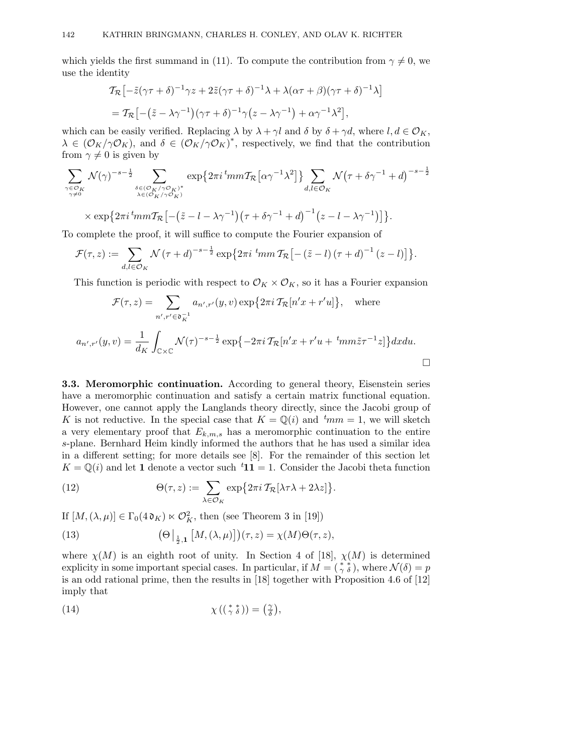which yields the first summand in (11). To compute the contribution from $\gamma \neq 0$, we use the identity

$$\begin{aligned}
&\mathcal{T}_{\mathcal{R}}\big[-\tilde{z}(\gamma\tau+\delta)^{-1}\gamma z + 2\tilde{z}(\gamma\tau+\delta)^{-1}\lambda + \lambda(\alpha\tau+\beta)(\gamma\tau+\delta)^{-1}\lambda\big] \\
&= \mathcal{T}_{\mathcal{R}}\big[-\big(\tilde{z}-\lambda\gamma^{-1}\big)(\gamma\tau+\delta)^{-1}\gamma\big(z-\lambda\gamma^{-1}\big) + \alpha\gamma^{-1}\lambda^2\big],
\end{aligned}$$

which can be easily verified. Replacing $\lambda$ by $\lambda+\gamma l$ and $\delta$ by $\delta+\gamma d$, where $l, d \in \mathcal{O}_K$, $\lambda \in (\mathcal{O}_K/\gamma\mathcal{O}_K)$, and $\delta \in (\mathcal{O}_K/\gamma\mathcal{O}_K)^*$, respectively, we find that the contribution from $\gamma \neq 0$ is given by

$$\sum_{\substack{\gamma\in\mathcal{O}_K\\ \gamma\neq 0}} \mathcal{N}(\gamma)^{-s-\frac{1}{2}} \sum_{\substack{\delta\in(\mathcal{O}_K/\gamma\mathcal{O}_K)^*\\ \lambda\in(\mathcal{O}_K/\gamma\mathcal{O}_K)}} \exp\big\{2\pi i\, {}^t mm \mathcal{T}_{\mathcal{R}}\big[\alpha\gamma^{-1}\lambda^2\big]\big\} \sum_{d,l\in\mathcal{O}_K} \mathcal{N}\big(\tau+\delta\gamma^{-1}+d\big)^{-s-\frac{1}{2}}$$

$$\times \exp\big\{2\pi i\, {}^t mm \mathcal{T}_{\mathcal{R}}\big[-\big(\tilde{z}-l-\lambda\gamma^{-1}\big)\big(\tau+\delta\gamma^{-1}+d\big)^{-1}\big(z-l-\lambda\gamma^{-1}\big)\big]\big\}.$$

To complete the proof, it will suffice to compute the Fourier expansion of

$$\mathcal{F}(\tau,z) := \sum_{d,l\in\mathcal{O}_K} \mathcal{N}(\tau+d)^{-s-\frac{1}{2}} \exp\big\{2\pi i\, {}^t mm\, \mathcal{T}_{\mathcal{R}}\big[-(\tilde{z}-l)(\tau+d)^{-1}(z-l)\big]\big\}.$$

This function is periodic with respect to $\mathcal{O}_K \times \mathcal{O}_K$, so it has a Fourier expansion

$$\mathcal{F}(\tau,z) = \sum_{n',r'\in\mathfrak{d}_K^{-1}} a_{n',r'}(y,v) \exp\big\{2\pi i\, \mathcal{T}_{\mathcal{R}}[n'x+r'u]\big\}, \quad \text{where}$$

$$a_{n',r'}(y,v) = \frac{1}{d_K}\int_{\mathbb{C}\times\mathbb{C}} \mathcal{N}(\tau)^{-s-\frac{1}{2}} \exp\big\{-2\pi i\, \mathcal{T}_{\mathcal{R}}[n'x+r'u+{}^t mm\tilde{z}\tau^{-1}z]\big\} dx du.$$

□

**3.3. Meromorphic continuation.** According to general theory, Eisenstein series have a meromorphic continuation and satisfy a certain matrix functional equation. However, one cannot apply the Langlands theory directly, since the Jacobi group of $K$ is not reductive. In the special case that $K = \mathbb{Q}(i)$ and ${}^t mm = 1$, we will sketch a very elementary proof that $E_{k,m,s}$ has a meromorphic continuation to the entire $s$-plane. Bernhard Heim kindly informed the authors that he has used a similar idea in a different setting; for more details see [8]. For the remainder of this section let $K = \mathbb{Q}(i)$ and let $\mathbf{1}$ denote a vector such ${}^t\mathbf{1}\mathbf{1} = 1$. Consider the Jacobi theta function

$$\Theta(\tau,z) := \sum_{\lambda\in\mathcal{O}_K} \exp\big\{2\pi i\, \mathcal{T}_{\mathcal{R}}[\lambda\tau\lambda + 2\lambda z]\big\}. \tag{12}$$

If $[M,(\lambda,\mu)] \in \Gamma_0(4\,\mathfrak{d}_K) \ltimes \mathcal{O}_K^2$, then (see Theorem 3 in [19])

$$\big(\Theta\big|_{\frac{1}{2},\mathbf{1}}\big[M,(\lambda,\mu)\big]\big)(\tau,z) = \chi(M)\Theta(\tau,z), \tag{13}$$

where $\chi(M)$ is an eighth root of unity. In Section 4 of [18], $\chi(M)$ is determined explicity in some important special cases. In particular, if $M = \left(\begin{smallmatrix} * & * \\ \gamma & \delta \end{smallmatrix}\right)$, where $\mathcal{N}(\delta) = p$ is an odd rational prime, then the results in [18] together with Proposition 4.6 of [12] imply that

$$\chi\left(\left(\begin{smallmatrix} * & * \\ \gamma & \delta \end{smallmatrix}\right)\right) = \left(\tfrac{\gamma}{\delta}\right), \tag{14}$$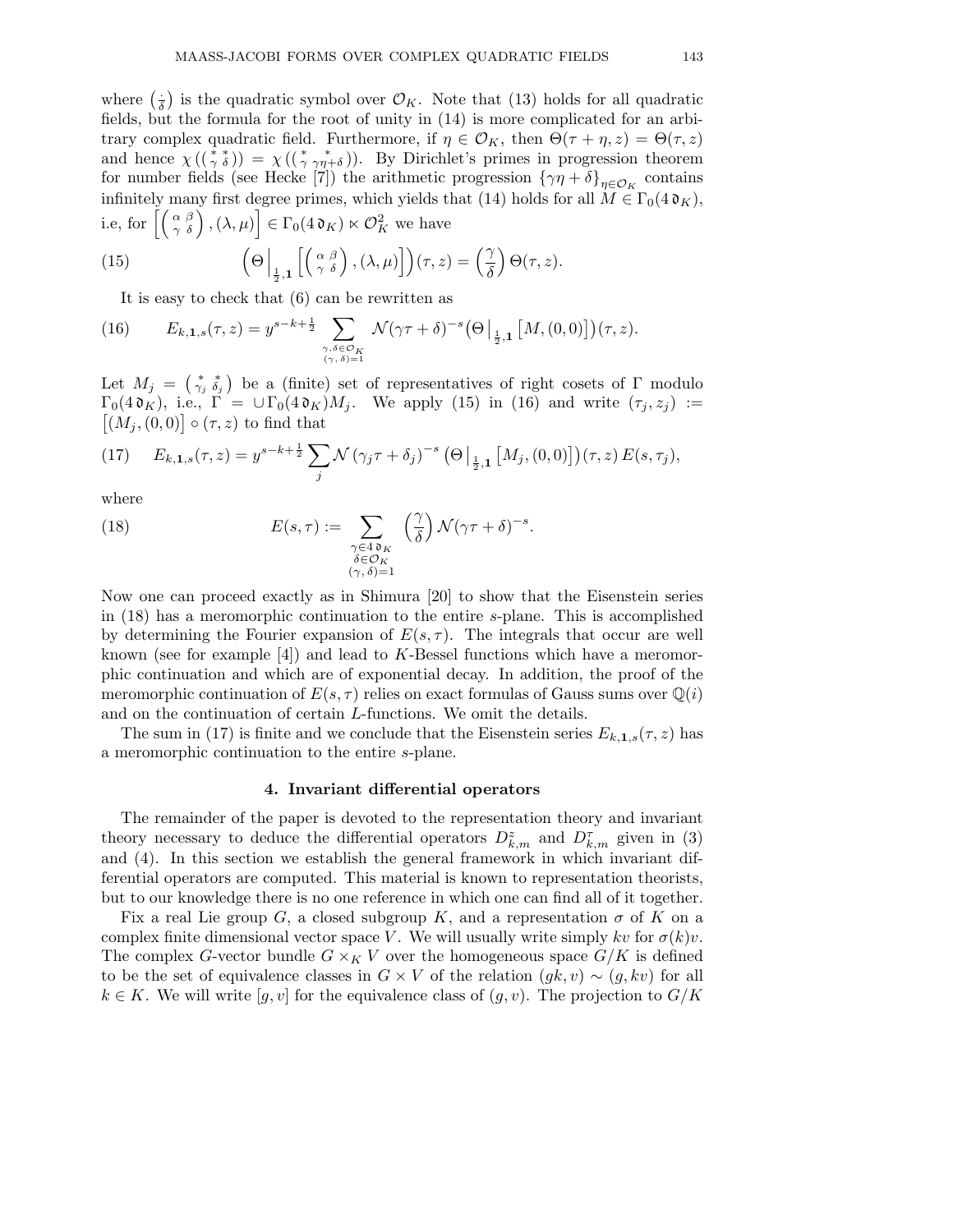where $\left(\frac{\cdot}{\delta}\right)$ is the quadratic symbol over $\mathcal{O}_K$. Note that (13) holds for all quadratic fields, but the formula for the root of unity in (14) is more complicated for an arbitrary complex quadratic field. Furthermore, if $\eta \in \mathcal{O}_K$, then $\Theta(\tau + \eta, z) = \Theta(\tau, z)$ and hence $\chi\left(\left(\begin{smallmatrix} * & * \\ \gamma & \delta \end{smallmatrix}\right)\right) = \chi\left(\left(\begin{smallmatrix} * & * \\ \gamma & \gamma\eta+\delta \end{smallmatrix}\right)\right)$. By Dirichlet's primes in progression theorem for number fields (see Hecke [7]) the arithmetic progression $\{\gamma\eta + \delta\}_{\eta \in \mathcal{O}_K}$ contains infinitely many first degree primes, which yields that (14) holds for all $M \in \Gamma_0(4\,\mathfrak{d}_K)$, i.e, for $\left[\left(\begin{smallmatrix} \alpha & \beta \\ \gamma & \delta \end{smallmatrix}\right), (\lambda, \mu)\right] \in \Gamma_0(4\,\mathfrak{d}_K) \ltimes \mathcal{O}_K^2$ we have

$$
\left(\Theta\Big|_{\frac{1}{2},\mathbf{1}}\left[\left(\begin{smallmatrix} \alpha & \beta \\ \gamma & \delta \end{smallmatrix}\right), (\lambda, \mu)\right]\right)(\tau, z) = \left(\frac{\gamma}{\delta}\right)\Theta(\tau, z). \tag{15}
$$

It is easy to check that (6) can be rewritten as

$$
E_{k,\mathbf{1},s}(\tau, z) = y^{s-k+\frac{1}{2}} \sum_{\substack{\gamma,\delta \in \mathcal{O}_K \\ (\gamma,\,\delta)=1}} \mathcal{N}(\gamma\tau + \delta)^{-s} \left(\Theta\big|_{\frac{1}{2},\mathbf{1}}\left[M, (0,0)\right]\right)(\tau, z). \tag{16}
$$

Let $M_j = \left(\begin{smallmatrix} * & * \\ \gamma_j & \delta_j \end{smallmatrix}\right)$ be a (finite) set of representatives of right cosets of $\Gamma$ modulo $\Gamma_0(4\,\mathfrak{d}_K)$, i.e., $\Gamma = \cup\, \Gamma_0(4\,\mathfrak{d}_K) M_j$. We apply (15) in (16) and write $(\tau_j, z_j) := \left[(M_j, (0,0)\right] \circ (\tau, z)$ to find that

$$
E_{k,\mathbf{1},s}(\tau, z) = y^{s-k+\frac{1}{2}} \sum_j \mathcal{N}\left(\gamma_j\tau + \delta_j\right)^{-s} \left(\Theta\big|_{\frac{1}{2},\mathbf{1}}\left[M_j, (0,0)\right]\right)(\tau, z)\, E(s, \tau_j), \tag{17}
$$

where

$$
E(s, \tau) := \sum_{\substack{\gamma \in 4\,\mathfrak{d}_K \\ \delta \in \mathcal{O}_K \\ (\gamma,\,\delta)=1}} \left(\frac{\gamma}{\delta}\right) \mathcal{N}(\gamma\tau + \delta)^{-s}. \tag{18}
$$

Now one can proceed exactly as in Shimura [20] to show that the Eisenstein series in (18) has a meromorphic continuation to the entire $s$-plane. This is accomplished by determining the Fourier expansion of $E(s, \tau)$. The integrals that occur are well known (see for example [4]) and lead to $K$-Bessel functions which have a meromorphic continuation and which are of exponential decay. In addition, the proof of the meromorphic continuation of $E(s, \tau)$ relies on exact formulas of Gauss sums over $\mathbb{Q}(i)$ and on the continuation of certain $L$-functions. We omit the details.

The sum in (17) is finite and we conclude that the Eisenstein series $E_{k,\mathbf{1},s}(\tau, z)$ has a meromorphic continuation to the entire $s$-plane.

## 4. Invariant differential operators

The remainder of the paper is devoted to the representation theory and invariant theory necessary to deduce the differential operators $D^z_{k,m}$ and $D^\tau_{k,m}$ given in (3) and (4). In this section we establish the general framework in which invariant differential operators are computed. This material is known to representation theorists, but to our knowledge there is no one reference in which one can find all of it together.

Fix a real Lie group $G$, a closed subgroup $K$, and a representation $\sigma$ of $K$ on a complex finite dimensional vector space $V$. We will usually write simply $kv$ for $\sigma(k)v$. The complex $G$-vector bundle $G \times_K V$ over the homogeneous space $G/K$ is defined to be the set of equivalence classes in $G \times V$ of the relation $(gk, v) \sim (g, kv)$ for all $k \in K$. We will write $[g, v]$ for the equivalence class of $(g, v)$. The projection to $G/K$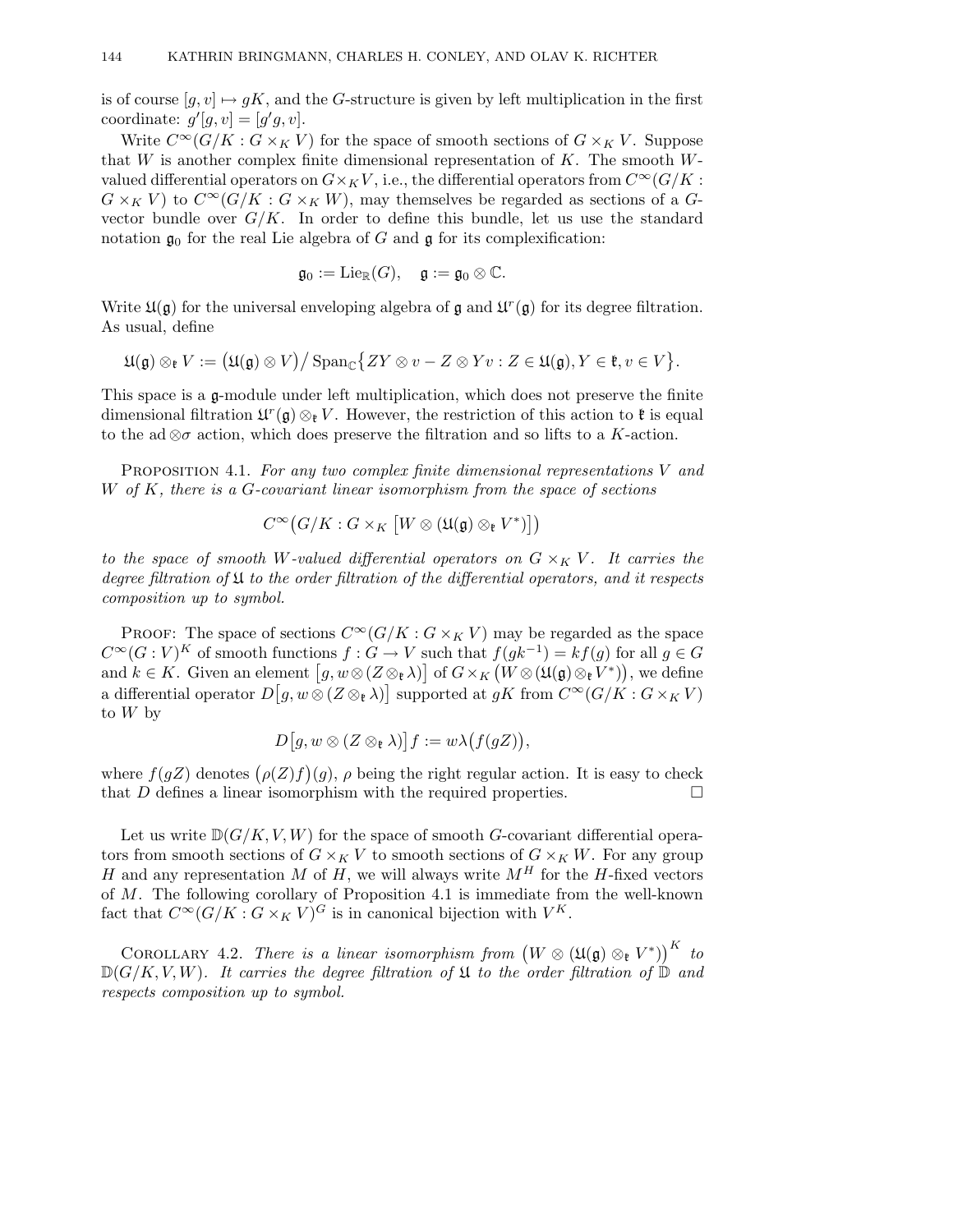is of course $[g, v] \mapsto gK$, and the $G$-structure is given by left multiplication in the first coordinate: $g'[g, v] = [g'g, v]$.

Write $C^\infty(G/K : G \times_K V)$ for the space of smooth sections of $G \times_K V$. Suppose that $W$ is another complex finite dimensional representation of $K$. The smooth $W$-valued differential operators on $G \times_K V$, i.e., the differential operators from $C^\infty(G/K : G \times_K V)$ to $C^\infty(G/K : G \times_K W)$, may themselves be regarded as sections of a $G$-vector bundle over $G/K$. In order to define this bundle, let us use the standard notation $\mathfrak{g}_0$ for the real Lie algebra of $G$ and $\mathfrak{g}$ for its complexification:

$$\mathfrak{g}_0 := \mathrm{Lie}_{\mathbb{R}}(G), \quad \mathfrak{g} := \mathfrak{g}_0 \otimes \mathbb{C}.$$

Write $\mathfrak{U}(\mathfrak{g})$ for the universal enveloping algebra of $\mathfrak{g}$ and $\mathfrak{U}^r(\mathfrak{g})$ for its degree filtration. As usual, define

$$\mathfrak{U}(\mathfrak{g}) \otimes_{\mathfrak{k}} V := \big(\mathfrak{U}(\mathfrak{g}) \otimes V\big) \big/ \mathrm{Span}_{\mathbb{C}}\big\{ZY \otimes v - Z \otimes Yv : Z \in \mathfrak{U}(\mathfrak{g}), Y \in \mathfrak{k}, v \in V\big\}.$$

This space is a $\mathfrak{g}$-module under left multiplication, which does not preserve the finite dimensional filtration $\mathfrak{U}^r(\mathfrak{g}) \otimes_{\mathfrak{k}} V$. However, the restriction of this action to $\mathfrak{k}$ is equal to the $\mathrm{ad} \otimes \sigma$ action, which does preserve the filtration and so lifts to a $K$-action.

Proposition 4.1. *For any two complex finite dimensional representations $V$ and $W$ of $K$, there is a $G$-covariant linear isomorphism from the space of sections*

$$C^\infty\big(G/K : G \times_K \big[W \otimes (\mathfrak{U}(\mathfrak{g}) \otimes_{\mathfrak{k}} V^*)\big]\big)$$

*to the space of smooth $W$-valued differential operators on $G \times_K V$. It carries the degree filtration of $\mathfrak{U}$ to the order filtration of the differential operators, and it respects composition up to symbol.*

Proof: The space of sections $C^\infty(G/K : G \times_K V)$ may be regarded as the space $C^\infty(G : V)^K$ of smooth functions $f : G \to V$ such that $f(gk^{-1}) = kf(g)$ for all $g \in G$ and $k \in K$. Given an element $\big[g, w \otimes (Z \otimes_{\mathfrak{k}} \lambda)\big]$ of $G \times_K \big(W \otimes (\mathfrak{U}(\mathfrak{g}) \otimes_{\mathfrak{k}} V^*)\big)$, we define a differential operator $D\big[g, w \otimes (Z \otimes_{\mathfrak{k}} \lambda)\big]$ supported at $gK$ from $C^\infty(G/K : G \times_K V)$ to $W$ by

$$D\big[g, w \otimes (Z \otimes_{\mathfrak{k}} \lambda)\big] f := w\lambda\big(f(gZ)\big),$$

where $f(gZ)$ denotes $\big(\rho(Z)f\big)(g)$, $\rho$ being the right regular action. It is easy to check that $D$ defines a linear isomorphism with the required properties. $\square$

Let us write $\mathbb{D}(G/K, V, W)$ for the space of smooth $G$-covariant differential operators from smooth sections of $G \times_K V$ to smooth sections of $G \times_K W$. For any group $H$ and any representation $M$ of $H$, we will always write $M^H$ for the $H$-fixed vectors of $M$. The following corollary of Proposition 4.1 is immediate from the well-known fact that $C^\infty(G/K : G \times_K V)^G$ is in canonical bijection with $V^K$.

Corollary 4.2. *There is a linear isomorphism from $\big(W \otimes (\mathfrak{U}(\mathfrak{g}) \otimes_{\mathfrak{k}} V^*)\big)^K$ to $\mathbb{D}(G/K, V, W)$. It carries the degree filtration of $\mathfrak{U}$ to the order filtration of $\mathbb{D}$ and respects composition up to symbol.*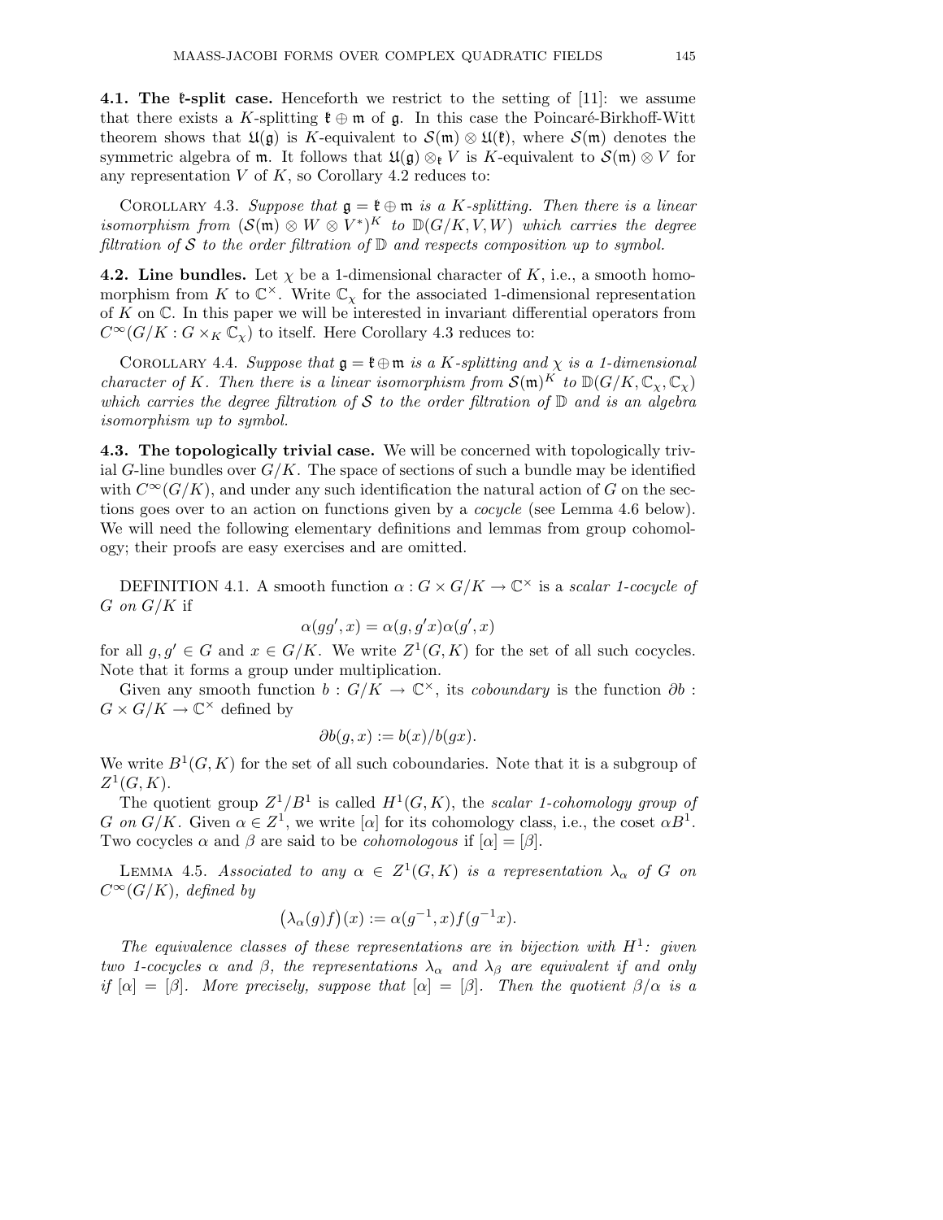**4.1. The $\mathfrak{k}$-split case.** Henceforth we restrict to the setting of [11]: we assume that there exists a $K$-splitting $\mathfrak{k} \oplus \mathfrak{m}$ of $\mathfrak{g}$. In this case the Poincaré-Birkhoff-Witt theorem shows that $\mathfrak{U}(\mathfrak{g})$ is $K$-equivalent to $\mathcal{S}(\mathfrak{m}) \otimes \mathfrak{U}(\mathfrak{k})$, where $\mathcal{S}(\mathfrak{m})$ denotes the symmetric algebra of $\mathfrak{m}$. It follows that $\mathfrak{U}(\mathfrak{g}) \otimes_{\mathfrak{k}} V$ is $K$-equivalent to $\mathcal{S}(\mathfrak{m}) \otimes V$ for any representation $V$ of $K$, so Corollary 4.2 reduces to:

Corollary 4.3. *Suppose that $\mathfrak{g} = \mathfrak{k} \oplus \mathfrak{m}$ is a $K$-splitting. Then there is a linear isomorphism from $(\mathcal{S}(\mathfrak{m}) \otimes W \otimes V^*)^K$ to $\mathbb{D}(G/K, V, W)$ which carries the degree filtration of $\mathcal{S}$ to the order filtration of $\mathbb{D}$ and respects composition up to symbol.*

**4.2. Line bundles.** Let $\chi$ be a 1-dimensional character of $K$, i.e., a smooth homomorphism from $K$ to $\mathbb{C}^\times$. Write $\mathbb{C}_\chi$ for the associated 1-dimensional representation of $K$ on $\mathbb{C}$. In this paper we will be interested in invariant differential operators from $C^\infty(G/K : G \times_K \mathbb{C}_\chi)$ to itself. Here Corollary 4.3 reduces to:

Corollary 4.4. *Suppose that $\mathfrak{g} = \mathfrak{k} \oplus \mathfrak{m}$ is a $K$-splitting and $\chi$ is a 1-dimensional character of $K$. Then there is a linear isomorphism from $\mathcal{S}(\mathfrak{m})^K$ to $\mathbb{D}(G/K, \mathbb{C}_\chi, \mathbb{C}_\chi)$ which carries the degree filtration of $\mathcal{S}$ to the order filtration of $\mathbb{D}$ and is an algebra isomorphism up to symbol.*

**4.3. The topologically trivial case.** We will be concerned with topologically trivial $G$-line bundles over $G/K$. The space of sections of such a bundle may be identified with $C^\infty(G/K)$, and under any such identification the natural action of $G$ on the sections goes over to an action on functions given by a *cocycle* (see Lemma 4.6 below). We will need the following elementary definitions and lemmas from group cohomology; their proofs are easy exercises and are omitted.

DEFINITION 4.1. A smooth function $\alpha : G \times G/K \to \mathbb{C}^\times$ is a *scalar 1-cocycle of $G$ on $G/K$* if

$$\alpha(gg', x) = \alpha(g, g'x)\alpha(g', x)$$

for all $g, g' \in G$ and $x \in G/K$. We write $Z^1(G, K)$ for the set of all such cocycles. Note that it forms a group under multiplication.

Given any smooth function $b : G/K \to \mathbb{C}^\times$, its *coboundary* is the function $\partial b : G \times G/K \to \mathbb{C}^\times$ defined by

$$\partial b(g, x) := b(x)/b(gx).$$

We write $B^1(G, K)$ for the set of all such coboundaries. Note that it is a subgroup of $Z^1(G, K)$.

The quotient group $Z^1/B^1$ is called $H^1(G, K)$, the *scalar 1-cohomology group of $G$ on $G/K$*. Given $\alpha \in Z^1$, we write $[\alpha]$ for its cohomology class, i.e., the coset $\alpha B^1$. Two cocycles $\alpha$ and $\beta$ are said to be *cohomologous* if $[\alpha] = [\beta]$.

Lemma 4.5. *Associated to any $\alpha \in Z^1(G, K)$ is a representation $\lambda_\alpha$ of $G$ on $C^\infty(G/K)$, defined by*

$$\big(\lambda_\alpha(g)f\big)(x) := \alpha(g^{-1}, x)f(g^{-1}x).$$

*The equivalence classes of these representations are in bijection with $H^1$: given two 1-cocycles $\alpha$ and $\beta$, the representations $\lambda_\alpha$ and $\lambda_\beta$ are equivalent if and only if $[\alpha] = [\beta]$. More precisely, suppose that $[\alpha] = [\beta]$. Then the quotient $\beta/\alpha$ is a*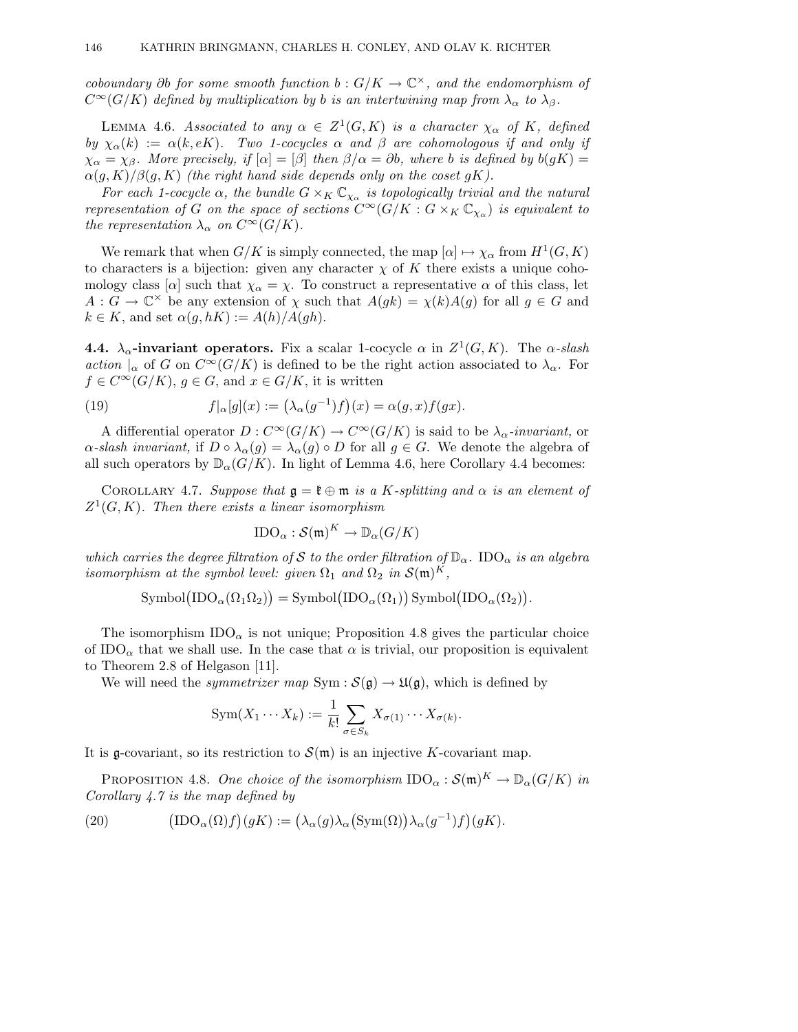*coboundary $\partial b$ for some smooth function $b : G/K \to \mathbb{C}^\times$, and the endomorphism of $C^\infty(G/K)$ defined by multiplication by $b$ is an intertwining map from $\lambda_\alpha$ to $\lambda_\beta$.*

Lemma 4.6. *Associated to any $\alpha \in Z^1(G, K)$ is a character $\chi_\alpha$ of $K$, defined by $\chi_\alpha(k) := \alpha(k, eK)$. Two 1-cocycles $\alpha$ and $\beta$ are cohomologous if and only if $\chi_\alpha = \chi_\beta$. More precisely, if $[\alpha] = [\beta]$ then $\beta/\alpha = \partial b$, where $b$ is defined by $b(gK) = \alpha(g, K)/\beta(g, K)$ (the right hand side depends only on the coset $gK$).*

*For each 1-cocycle $\alpha$, the bundle $G \times_K \mathbb{C}_{\chi_\alpha}$ is topologically trivial and the natural representation of $G$ on the space of sections $C^\infty(G/K : G \times_K \mathbb{C}_{\chi_\alpha})$ is equivalent to the representation $\lambda_\alpha$ on $C^\infty(G/K)$.*

We remark that when $G/K$ is simply connected, the map $[\alpha] \mapsto \chi_\alpha$ from $H^1(G, K)$ to characters is a bijection: given any character $\chi$ of $K$ there exists a unique cohomology class $[\alpha]$ such that $\chi_\alpha = \chi$. To construct a representative $\alpha$ of this class, let $A : G \to \mathbb{C}^\times$ be any extension of $\chi$ such that $A(gk) = \chi(k)A(g)$ for all $g \in G$ and $k \in K$, and set $\alpha(g, hK) := A(h)/A(gh)$.

**4.4. $\lambda_\alpha$-invariant operators.** Fix a scalar 1-cocycle $\alpha$ in $Z^1(G, K)$. The *$\alpha$-slash action* $|_\alpha$ of $G$ on $C^\infty(G/K)$ is defined to be the right action associated to $\lambda_\alpha$. For $f \in C^\infty(G/K)$, $g \in G$, and $x \in G/K$, it is written

$$f|_\alpha[g](x) := \big(\lambda_\alpha(g^{-1})f\big)(x) = \alpha(g, x)f(gx). \tag{19}$$

A differential operator $D : C^\infty(G/K) \to C^\infty(G/K)$ is said to be *$\lambda_\alpha$-invariant,* or *$\alpha$-slash invariant,* if $D \circ \lambda_\alpha(g) = \lambda_\alpha(g) \circ D$ for all $g \in G$. We denote the algebra of all such operators by $\mathbb{D}_\alpha(G/K)$. In light of Lemma 4.6, here Corollary 4.4 becomes:

Corollary 4.7. *Suppose that $\mathfrak{g} = \mathfrak{k} \oplus \mathfrak{m}$ is a $K$-splitting and $\alpha$ is an element of $Z^1(G, K)$. Then there exists a linear isomorphism*

$$\mathrm{IDO}_\alpha : \mathcal{S}(\mathfrak{m})^K \to \mathbb{D}_\alpha(G/K)$$

*which carries the degree filtration of $\mathcal{S}$ to the order filtration of $\mathbb{D}_\alpha$. $\mathrm{IDO}_\alpha$ is an algebra isomorphism at the symbol level: given $\Omega_1$ and $\Omega_2$ in $\mathcal{S}(\mathfrak{m})^K$,*

$$\mathrm{Symbol}\big(\mathrm{IDO}_\alpha(\Omega_1\Omega_2)\big) = \mathrm{Symbol}\big(\mathrm{IDO}_\alpha(\Omega_1)\big)\,\mathrm{Symbol}\big(\mathrm{IDO}_\alpha(\Omega_2)\big).$$

The isomorphism $\mathrm{IDO}_\alpha$ is not unique; Proposition 4.8 gives the particular choice of $\mathrm{IDO}_\alpha$ that we shall use. In the case that $\alpha$ is trivial, our proposition is equivalent to Theorem 2.8 of Helgason [11].

We will need the *symmetrizer map* $\mathrm{Sym} : \mathcal{S}(\mathfrak{g}) \to \mathfrak{U}(\mathfrak{g})$, which is defined by

$$\mathrm{Sym}(X_1 \cdots X_k) := \frac{1}{k!} \sum_{\sigma \in S_k} X_{\sigma(1)} \cdots X_{\sigma(k)}.$$

It is $\mathfrak{g}$-covariant, so its restriction to $\mathcal{S}(\mathfrak{m})$ is an injective $K$-covariant map.

Proposition 4.8. *One choice of the isomorphism $\mathrm{IDO}_\alpha : \mathcal{S}(\mathfrak{m})^K \to \mathbb{D}_\alpha(G/K)$ in Corollary 4.7 is the map defined by*

$$\big(\mathrm{IDO}_\alpha(\Omega)f\big)(gK) := \big(\lambda_\alpha(g)\lambda_\alpha\big(\mathrm{Sym}(\Omega)\big)\lambda_\alpha(g^{-1})f\big)(gK). \tag{20}$$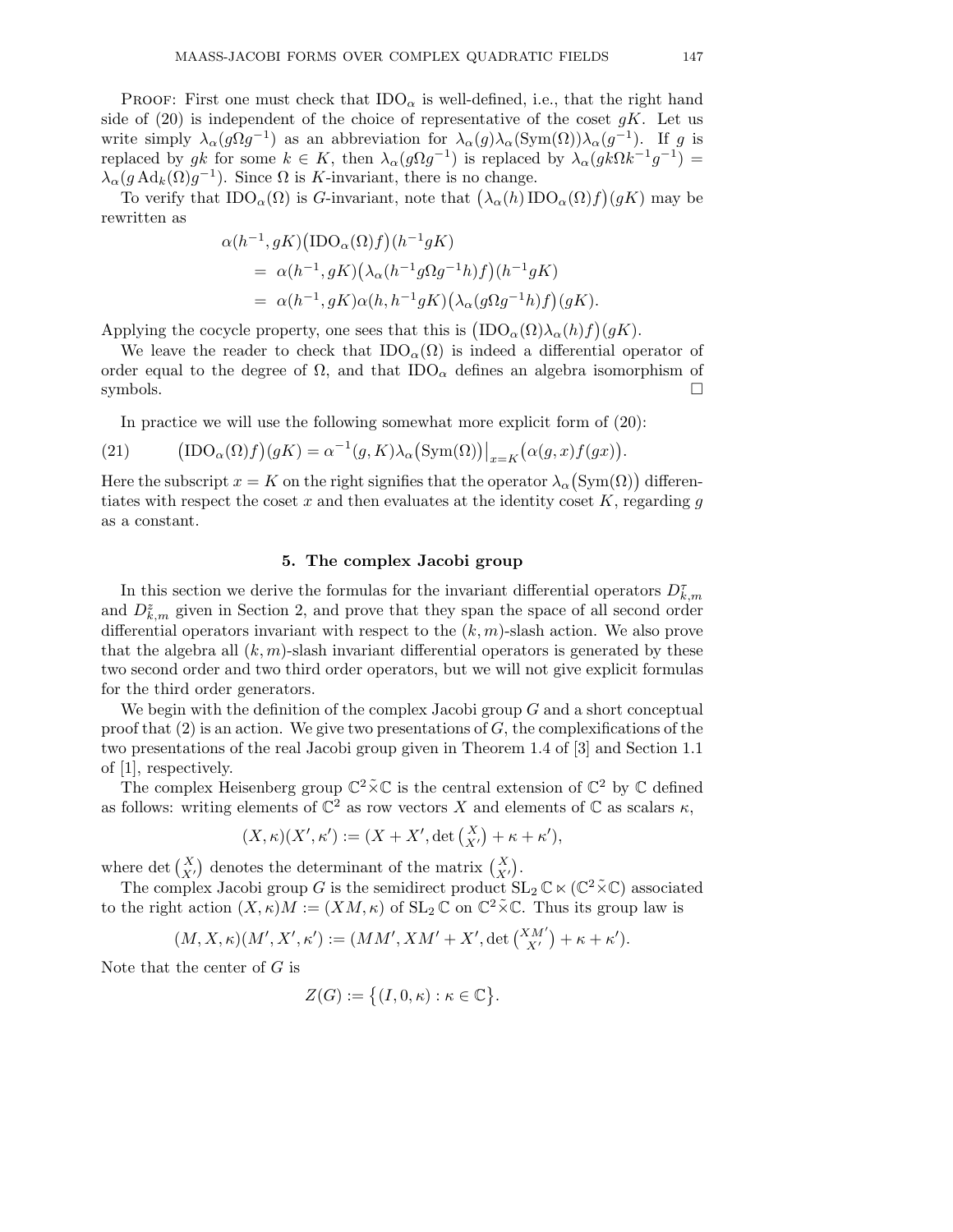Proof: First one must check that $\mathrm{IDO}_\alpha$ is well-defined, i.e., that the right hand side of (20) is independent of the choice of representative of the coset $gK$. Let us write simply $\lambda_\alpha(g\Omega g^{-1})$ as an abbreviation for $\lambda_\alpha(g)\lambda_\alpha(\mathrm{Sym}(\Omega))\lambda_\alpha(g^{-1})$. If $g$ is replaced by $gk$ for some $k \in K$, then $\lambda_\alpha(g\Omega g^{-1})$ is replaced by $\lambda_\alpha(gk\Omega k^{-1}g^{-1}) = \lambda_\alpha(g\,\mathrm{Ad}_k(\Omega)g^{-1})$. Since $\Omega$ is $K$-invariant, there is no change.

To verify that $\mathrm{IDO}_\alpha(\Omega)$ is $G$-invariant, note that $\big(\lambda_\alpha(h)\,\mathrm{IDO}_\alpha(\Omega)f\big)(gK)$ may be rewritten as

$$
\begin{aligned}
&\alpha(h^{-1}, gK)\big(\mathrm{IDO}_\alpha(\Omega)f\big)(h^{-1}gK) \\
&= \alpha(h^{-1}, gK)\big(\lambda_\alpha(h^{-1}g\Omega g^{-1}h)f\big)(h^{-1}gK) \\
&= \alpha(h^{-1}, gK)\alpha(h, h^{-1}gK)\big(\lambda_\alpha(g\Omega g^{-1}h)f\big)(gK).
\end{aligned}
$$

Applying the cocycle property, one sees that this is $\big(\mathrm{IDO}_\alpha(\Omega)\lambda_\alpha(h)f\big)(gK)$.

We leave the reader to check that $\mathrm{IDO}_\alpha(\Omega)$ is indeed a differential operator of order equal to the degree of $\Omega$, and that $\mathrm{IDO}_\alpha$ defines an algebra isomorphism of symbols. $\square$

In practice we will use the following somewhat more explicit form of (20):

$$
\big(\mathrm{IDO}_\alpha(\Omega)f\big)(gK) = \alpha^{-1}(g, K)\lambda_\alpha\big(\mathrm{Sym}(\Omega)\big)\big|_{x=K}\big(\alpha(g,x)f(gx)\big). \tag{21}
$$

Here the subscript $x = K$ on the right signifies that the operator $\lambda_\alpha\big(\mathrm{Sym}(\Omega)\big)$ differentiates with respect the coset $x$ and then evaluates at the identity coset $K$, regarding $g$ as a constant.

## 5. The complex Jacobi group

In this section we derive the formulas for the invariant differential operators $D^{\tau}_{k,m}$ and $D^{z}_{k,m}$ given in Section 2, and prove that they span the space of all second order differential operators invariant with respect to the $(k,m)$-slash action. We also prove that the algebra all $(k,m)$-slash invariant differential operators is generated by these two second order and two third order operators, but we will not give explicit formulas for the third order generators.

We begin with the definition of the complex Jacobi group $G$ and a short conceptual proof that (2) is an action. We give two presentations of $G$, the complexifications of the two presentations of the real Jacobi group given in Theorem 1.4 of [3] and Section 1.1 of [1], respectively.

The complex Heisenberg group $\mathbb{C}^2\tilde{\times}\mathbb{C}$ is the central extension of $\mathbb{C}^2$ by $\mathbb{C}$ defined as follows: writing elements of $\mathbb{C}^2$ as row vectors $X$ and elements of $\mathbb{C}$ as scalars $\kappa$,

$$
(X, \kappa)(X', \kappa') := (X + X', \det\tbinom{X}{X'} + \kappa + \kappa'),
$$

where $\det\binom{X}{X'}$ denotes the determinant of the matrix $\binom{X}{X'}$.

The complex Jacobi group $G$ is the semidirect product $\mathrm{SL}_2\,\mathbb{C} \ltimes (\mathbb{C}^2\tilde{\times}\mathbb{C})$ associated to the right action $(X,\kappa)M := (XM, \kappa)$ of $\mathrm{SL}_2\,\mathbb{C}$ on $\mathbb{C}^2\tilde{\times}\mathbb{C}$. Thus its group law is

$$
(M, X, \kappa)(M', X', \kappa') := (MM', XM' + X', \det\tbinom{XM'}{X'} + \kappa + \kappa').
$$

Note that the center of $G$ is

$$
Z(G) := \big\{(I, 0, \kappa) : \kappa \in \mathbb{C}\big\}.
$$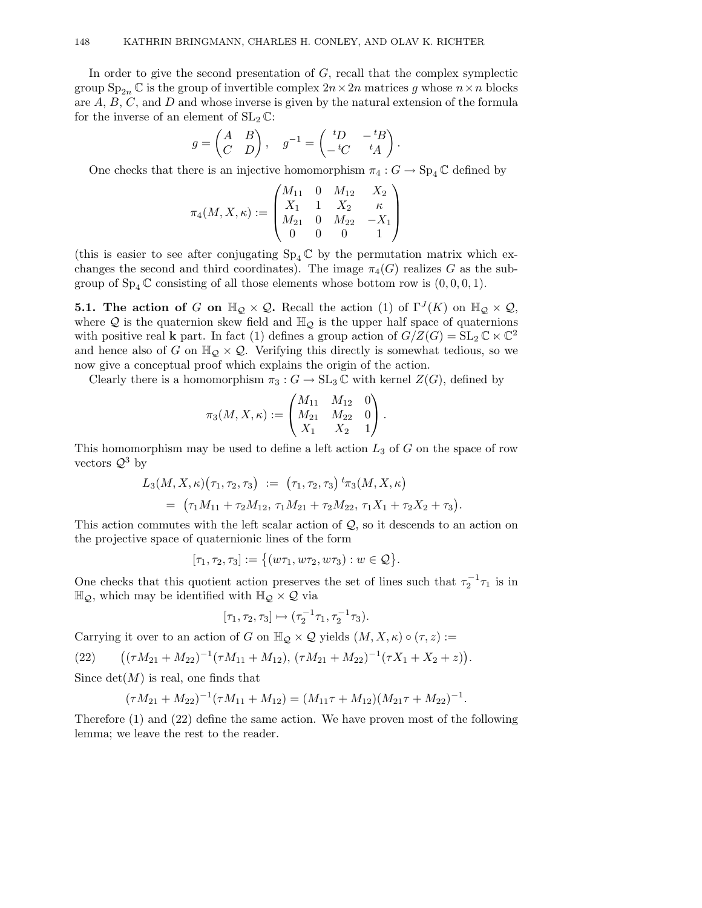In order to give the second presentation of $G$, recall that the complex symplectic group $\mathrm{Sp}_{2n}\,\mathbb{C}$ is the group of invertible complex $2n \times 2n$ matrices $g$ whose $n \times n$ blocks are $A$, $B$, $C$, and $D$ and whose inverse is given by the natural extension of the formula for the inverse of an element of $\mathrm{SL}_2\,\mathbb{C}$:

$$g = \begin{pmatrix} A & B \\ C & D \end{pmatrix}, \quad g^{-1} = \begin{pmatrix} {}^tD & -\,{}^tB \\ -\,{}^tC & {}^tA \end{pmatrix}.$$

One checks that there is an injective homomorphism $\pi_4 : G \to \mathrm{Sp}_4\,\mathbb{C}$ defined by

$$\pi_4(M, X, \kappa) := \begin{pmatrix} M_{11} & 0 & M_{12} & X_2 \\ X_1 & 1 & X_2 & \kappa \\ M_{21} & 0 & M_{22} & -X_1 \\ 0 & 0 & 0 & 1 \end{pmatrix}$$

(this is easier to see after conjugating $\mathrm{Sp}_4\,\mathbb{C}$ by the permutation matrix which exchanges the second and third coordinates). The image $\pi_4(G)$ realizes $G$ as the subgroup of $\mathrm{Sp}_4\,\mathbb{C}$ consisting of all those elements whose bottom row is $(0, 0, 0, 1)$.

**5.1. The action of $G$ on $\mathbb{H}_{\mathcal{Q}} \times \mathcal{Q}$.** Recall the action (1) of $\Gamma^J(K)$ on $\mathbb{H}_{\mathcal{Q}} \times \mathcal{Q}$, where $\mathcal{Q}$ is the quaternion skew field and $\mathbb{H}_{\mathcal{Q}}$ is the upper half space of quaternions with positive real $\mathbf{k}$ part. In fact (1) defines a group action of $G/Z(G) = \mathrm{SL}_2\,\mathbb{C} \ltimes \mathbb{C}^2$ and hence also of $G$ on $\mathbb{H}_{\mathcal{Q}} \times \mathcal{Q}$. Verifying this directly is somewhat tedious, so we now give a conceptual proof which explains the origin of the action.

Clearly there is a homomorphism $\pi_3 : G \to \mathrm{SL}_3\,\mathbb{C}$ with kernel $Z(G)$, defined by

$$\pi_3(M, X, \kappa) := \begin{pmatrix} M_{11} & M_{12} & 0 \\ M_{21} & M_{22} & 0 \\ X_1 & X_2 & 1 \end{pmatrix}.$$

This homomorphism may be used to define a left action $L_3$ of $G$ on the space of row vectors $\mathcal{Q}^3$ by

$$\begin{aligned} L_3(M, X, \kappa)\big(\tau_1, \tau_2, \tau_3\big) \ &:= \ \big(\tau_1, \tau_2, \tau_3\big)\, {}^t\pi_3(M, X, \kappa) \\ &= \ \big(\tau_1 M_{11} + \tau_2 M_{12},\ \tau_1 M_{21} + \tau_2 M_{22},\ \tau_1 X_1 + \tau_2 X_2 + \tau_3\big). \end{aligned}$$

This action commutes with the left scalar action of $\mathcal{Q}$, so it descends to an action on the projective space of quaternionic lines of the form

$$[\tau_1, \tau_2, \tau_3] := \big\{(w\tau_1, w\tau_2, w\tau_3) : w \in \mathcal{Q}\big\}.$$

One checks that this quotient action preserves the set of lines such that $\tau_2^{-1}\tau_1$ is in $\mathbb{H}_{\mathcal{Q}}$, which may be identified with $\mathbb{H}_{\mathcal{Q}} \times \mathcal{Q}$ via

$$[\tau_1, \tau_2, \tau_3] \mapsto (\tau_2^{-1}\tau_1, \tau_2^{-1}\tau_3).$$

Carrying it over to an action of $G$ on $\mathbb{H}_{\mathcal{Q}} \times \mathcal{Q}$ yields $(M, X, \kappa) \circ (\tau, z) :=$

$$\big((\tau M_{21} + M_{22})^{-1}(\tau M_{11} + M_{12}),\ (\tau M_{21} + M_{22})^{-1}(\tau X_1 + X_2 + z)\big). \tag{22}$$

Since $\det(M)$ is real, one finds that

$$(\tau M_{21} + M_{22})^{-1}(\tau M_{11} + M_{12}) = (M_{11}\tau + M_{12})(M_{21}\tau + M_{22})^{-1}.$$

Therefore (1) and (22) define the same action. We have proven most of the following lemma; we leave the rest to the reader.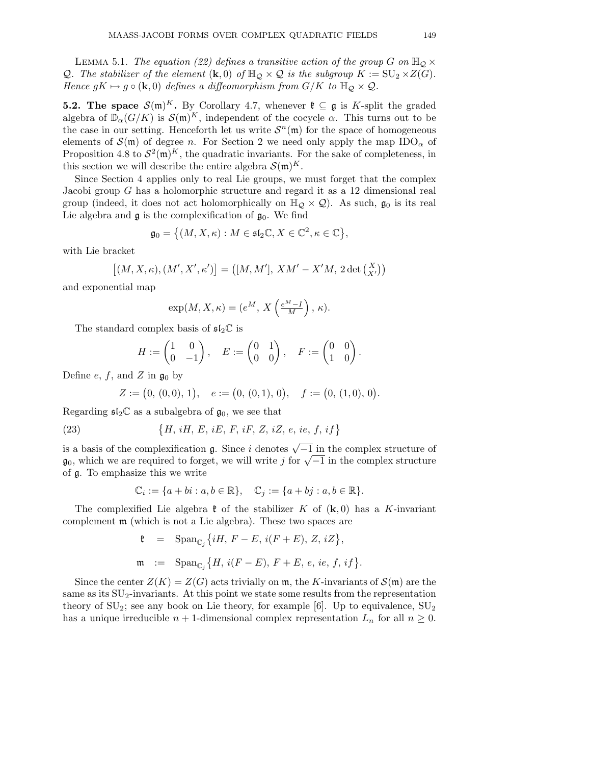Lemma 5.1. *The equation (22) defines a transitive action of the group $G$ on $\mathbb{H}_{\mathcal{Q}} \times \mathcal{Q}$. The stabilizer of the element $(\mathbf{k}, 0)$ of $\mathbb{H}_{\mathcal{Q}} \times \mathcal{Q}$ is the subgroup $K := \mathrm{SU}_2 \times Z(G)$. Hence $gK \mapsto g \circ (\mathbf{k}, 0)$ defines a diffeomorphism from $G/K$ to $\mathbb{H}_{\mathcal{Q}} \times \mathcal{Q}$.*

**5.2. The space $\mathcal{S}(\mathfrak{m})^K$.** By Corollary 4.7, whenever $\mathfrak{k} \subseteq \mathfrak{g}$ is $K$-split the graded algebra of $\mathbb{D}_\alpha(G/K)$ is $\mathcal{S}(\mathfrak{m})^K$, independent of the cocycle $\alpha$. This turns out to be the case in our setting. Henceforth let us write $\mathcal{S}^n(\mathfrak{m})$ for the space of homogeneous elements of $\mathcal{S}(\mathfrak{m})$ of degree $n$. For Section 2 we need only apply the map $\mathrm{IDO}_\alpha$ of Proposition 4.8 to $\mathcal{S}^2(\mathfrak{m})^K$, the quadratic invariants. For the sake of completeness, in this section we will describe the entire algebra $\mathcal{S}(\mathfrak{m})^K$.

Since Section 4 applies only to real Lie groups, we must forget that the complex Jacobi group $G$ has a holomorphic structure and regard it as a 12 dimensional real group (indeed, it does not act holomorphically on $\mathbb{H}_{\mathcal{Q}} \times \mathcal{Q}$). As such, $\mathfrak{g}_0$ is its real Lie algebra and $\mathfrak{g}$ is the complexification of $\mathfrak{g}_0$. We find

$$\mathfrak{g}_0 = \bigl\{(M, X, \kappa) : M \in \mathfrak{sl}_2\mathbb{C}, X \in \mathbb{C}^2, \kappa \in \mathbb{C}\bigr\},$$

with Lie bracket

$$\bigl[(M, X, \kappa), (M', X', \kappa')\bigr] = \bigl([M, M'],\ XM' - X'M,\ 2\det\bigl(\begin{smallmatrix} X \\ X' \end{smallmatrix}\bigr)\bigr)$$

and exponential map

$$\exp(M, X, \kappa) = (e^M,\ X\left(\tfrac{e^M - I}{M}\right),\ \kappa).$$

The standard complex basis of $\mathfrak{sl}_2\mathbb{C}$ is

$$H := \begin{pmatrix} 1 & 0 \\ 0 & -1 \end{pmatrix}, \quad E := \begin{pmatrix} 0 & 1 \\ 0 & 0 \end{pmatrix}, \quad F := \begin{pmatrix} 0 & 0 \\ 1 & 0 \end{pmatrix}.$$

Define $e$, $f$, and $Z$ in $\mathfrak{g}_0$ by

$$Z := \bigl(0,\ (0,0),\ 1\bigr), \quad e := \bigl(0,\ (0,1),\ 0\bigr), \quad f := \bigl(0,\ (1,0),\ 0\bigr).$$

Regarding $\mathfrak{sl}_2\mathbb{C}$ as a subalgebra of $\mathfrak{g}_0$, we see that

$$\bigl\{H,\ iH,\ E,\ iE,\ F,\ iF,\ Z,\ iZ,\ e,\ ie,\ f,\ if\bigr\} \tag{23}$$

is a basis of the complexification $\mathfrak{g}$. Since $i$ denotes $\sqrt{-1}$ in the complex structure of $\mathfrak{g}_0$, which we are required to forget, we will write $j$ for $\sqrt{-1}$ in the complex structure of $\mathfrak{g}$. To emphasize this we write

$$\mathbb{C}_i := \{a + bi : a, b \in \mathbb{R}\}, \quad \mathbb{C}_j := \{a + bj : a, b \in \mathbb{R}\}.$$

The complexified Lie algebra $\mathfrak{k}$ of the stabilizer $K$ of $(\mathbf{k}, 0)$ has a $K$-invariant complement $\mathfrak{m}$ (which is not a Lie algebra). These two spaces are

$$\begin{aligned}
\mathfrak{k} &= \mathrm{Span}_{\mathbb{C}_j}\bigl\{iH,\ F - E,\ i(F + E),\ Z,\ iZ\bigr\}, \\
\mathfrak{m} &:= \mathrm{Span}_{\mathbb{C}_j}\bigl\{H,\ i(F - E),\ F + E,\ e,\ ie,\ f,\ if\bigr\}.
\end{aligned}$$

Since the center $Z(K) = Z(G)$ acts trivially on $\mathfrak{m}$, the $K$-invariants of $\mathcal{S}(\mathfrak{m})$ are the same as its $\mathrm{SU}_2$-invariants. At this point we state some results from the representation theory of $\mathrm{SU}_2$; see any book on Lie theory, for example [6]. Up to equivalence, $\mathrm{SU}_2$ has a unique irreducible $n+1$-dimensional complex representation $L_n$ for all $n \geq 0$.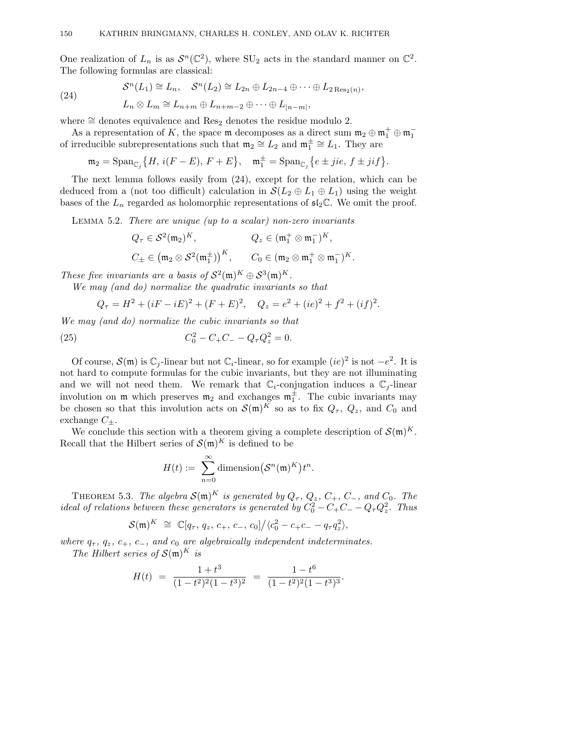One realization of $L_n$ is as $\mathcal{S}^n(\mathbb{C}^2)$, where $\mathrm{SU}_2$ acts in the standard manner on $\mathbb{C}^2$. The following formulas are classical:

$$
\begin{aligned}
&\mathcal{S}^n(L_1) \cong L_n, \quad \mathcal{S}^n(L_2) \cong L_{2n} \oplus L_{2n-4} \oplus \cdots \oplus L_{2\,\mathrm{Res}_2(n)}, \\
&L_n \otimes L_m \cong L_{n+m} \oplus L_{n+m-2} \oplus \cdots \oplus L_{|n-m|},
\end{aligned}
\tag{24}
$$

where $\cong$ denotes equivalence and $\mathrm{Res}_2$ denotes the residue modulo 2.

As a representation of $K$, the space $\mathfrak{m}$ decomposes as a direct sum $\mathfrak{m}_2 \oplus \mathfrak{m}_1^+ \oplus \mathfrak{m}_1^-$ of irreducible subrepresentations such that $\mathfrak{m}_2 \cong L_2$ and $\mathfrak{m}_1^\pm \cong L_1$. They are

$$
\mathfrak{m}_2 = \mathrm{Span}_{\mathbb{C}_j}\bigl\{H,\, i(F-E),\, F+E\bigr\}, \quad \mathfrak{m}_1^\pm = \mathrm{Span}_{\mathbb{C}_j}\bigl\{e \pm jie,\, f \pm jif\bigr\}.
$$

The next lemma follows easily from (24), except for the relation, which can be deduced from a (not too difficult) calculation in $\mathcal{S}(L_2 \oplus L_1 \oplus L_1)$ using the weight bases of the $L_n$ regarded as holomorphic representations of $\mathfrak{sl}_2\mathbb{C}$. We omit the proof.

**Lemma 5.2.** *There are unique (up to a scalar) non-zero invariants*

$$
\begin{aligned}
&Q_\tau \in \mathcal{S}^2(\mathfrak{m}_2)^K, && Q_z \in (\mathfrak{m}_1^+ \otimes \mathfrak{m}_1^-)^K, \\
&C_\pm \in \bigl(\mathfrak{m}_2 \otimes \mathcal{S}^2(\mathfrak{m}_1^\pm)\bigr)^K, && C_0 \in (\mathfrak{m}_2 \otimes \mathfrak{m}_1^+ \otimes \mathfrak{m}_1^-)^K.
\end{aligned}
$$

*These five invariants are a basis of $\mathcal{S}^2(\mathfrak{m})^K \oplus \mathcal{S}^3(\mathfrak{m})^K$.*

*We may (and do) normalize the quadratic invariants so that*

$$
Q_\tau = H^2 + (iF - iE)^2 + (F+E)^2, \quad Q_z = e^2 + (ie)^2 + f^2 + (if)^2.
$$

*We may (and do) normalize the cubic invariants so that*

$$
C_0^2 - C_+C_- - Q_\tau Q_z^2 = 0. \tag{25}
$$

Of course, $\mathcal{S}(\mathfrak{m})$ is $\mathbb{C}_j$-linear but not $\mathbb{C}_i$-linear, so for example $(ie)^2$ is not $-e^2$. It is not hard to compute formulas for the cubic invariants, but they are not illuminating and we will not need them. We remark that $\mathbb{C}_i$-conjugation induces a $\mathbb{C}_j$-linear involution on $\mathfrak{m}$ which preserves $\mathfrak{m}_2$ and exchanges $\mathfrak{m}_1^\pm$. The cubic invariants may be chosen so that this involution acts on $\mathcal{S}(\mathfrak{m})^K$ so as to fix $Q_\tau$, $Q_z$, and $C_0$ and exchange $C_\pm$.

We conclude this section with a theorem giving a complete description of $\mathcal{S}(\mathfrak{m})^K$. Recall that the Hilbert series of $\mathcal{S}(\mathfrak{m})^K$ is defined to be

$$
H(t) := \sum_{n=0}^{\infty} \mathrm{dimension}\bigl(\mathcal{S}^n(\mathfrak{m})^K\bigr)t^n.
$$

**Theorem 5.3.** *The algebra $\mathcal{S}(\mathfrak{m})^K$ is generated by $Q_\tau$, $Q_z$, $C_+$, $C_-$, and $C_0$. The ideal of relations between these generators is generated by $C_0^2 - C_+C_- - Q_\tau Q_z^2$. Thus*

$$
\mathcal{S}(\mathfrak{m})^K \;\cong\; \mathbb{C}[q_\tau,\, q_z,\, c_+,\, c_-,\, c_0]\big/\langle c_0^2 - c_+c_- - q_\tau q_z^2\rangle,
$$

*where $q_\tau$, $q_z$, $c_+$, $c_-$, and $c_0$ are algebraically independent indeterminates.*

*The Hilbert series of $\mathcal{S}(\mathfrak{m})^K$ is*

$$
H(t) \;=\; \frac{1+t^3}{(1-t^2)^2(1-t^3)^2} \;=\; \frac{1-t^6}{(1-t^2)^2(1-t^3)^3}.
$$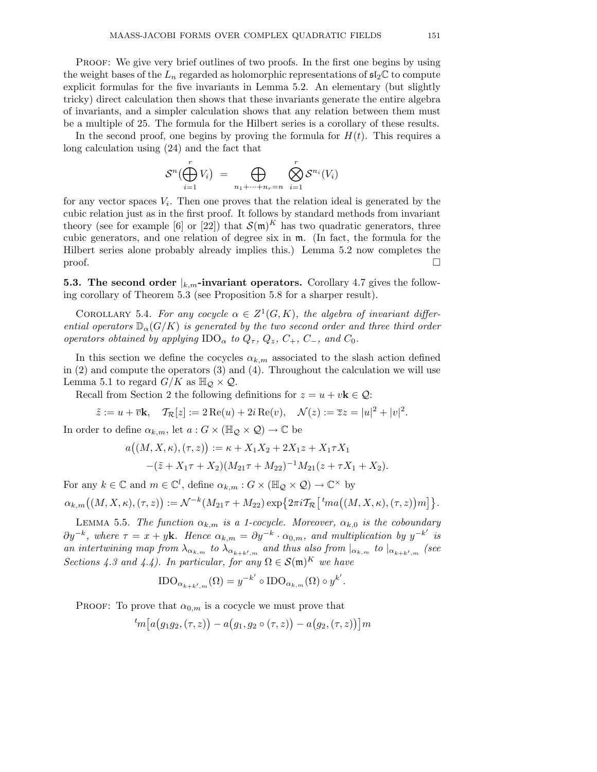PROOF: We give very brief outlines of two proofs. In the first one begins by using the weight bases of the $L_n$ regarded as holomorphic representations of $\mathfrak{sl}_2\mathbb{C}$ to compute explicit formulas for the five invariants in Lemma 5.2. An elementary (but slightly tricky) direct calculation then shows that these invariants generate the entire algebra of invariants, and a simpler calculation shows that any relation between them must be a multiple of 25. The formula for the Hilbert series is a corollary of these results.

In the second proof, one begins by proving the formula for $H(t)$. This requires a long calculation using (24) and the fact that

$$\mathcal{S}^n\Big(\bigoplus_{i=1}^r V_i\Big) \;=\; \bigoplus_{n_1+\cdots+n_r=n} \bigotimes_{i=1}^r \mathcal{S}^{n_i}(V_i)$$

for any vector spaces $V_i$. Then one proves that the relation ideal is generated by the cubic relation just as in the first proof. It follows by standard methods from invariant theory (see for example [6] or [22]) that $\mathcal{S}(\mathfrak{m})^K$ has two quadratic generators, three cubic generators, and one relation of degree six in $\mathfrak{m}$. (In fact, the formula for the Hilbert series alone probably already implies this.) Lemma 5.2 now completes the proof. $\square$

**5.3. The second order $|_{k,m}$-invariant operators.** Corollary 4.7 gives the following corollary of Theorem 5.3 (see Proposition 5.8 for a sharper result).

COROLLARY 5.4. *For any cocycle $\alpha \in Z^1(G,K)$, the algebra of invariant differential operators $\mathbb{D}_\alpha(G/K)$ is generated by the two second order and three third order operators obtained by applying $\mathrm{IDO}_\alpha$ to $Q_\tau$, $Q_z$, $C_+$, $C_-$, and $C_0$.*

In this section we define the cocycles $\alpha_{k,m}$ associated to the slash action defined in (2) and compute the operators (3) and (4). Throughout the calculation we will use Lemma 5.1 to regard $G/K$ as $\mathbb{H}_\mathcal{Q} \times \mathcal{Q}$.

Recall from Section 2 the following definitions for $z = u + v\mathbf{k} \in \mathcal{Q}$:

$$\tilde{z} := u + \overline{v}\mathbf{k}, \quad \mathcal{T}_\mathcal{R}[z] := 2\,\mathrm{Re}(u) + 2i\,\mathrm{Re}(v), \quad \mathcal{N}(z) := \overline{z}z = |u|^2 + |v|^2.$$

In order to define $\alpha_{k,m}$, let $a : G \times (\mathbb{H}_\mathcal{Q} \times \mathcal{Q}) \to \mathbb{C}$ be

$$\begin{aligned} a\big((M,X,\kappa),(\tau,z)\big) &:= \kappa + X_1X_2 + 2X_1z + X_1\tau X_1 \\ &\quad -(\tilde{z} + X_1\tau + X_2)(M_{21}\tau + M_{22})^{-1}M_{21}(z + \tau X_1 + X_2). \end{aligned}$$

For any $k \in \mathbb{C}$ and $m \in \mathbb{C}^l$, define $\alpha_{k,m} : G \times (\mathbb{H}_\mathcal{Q} \times \mathcal{Q}) \to \mathbb{C}^\times$ by

$$\alpha_{k,m}\big((M,X,\kappa),(\tau,z)\big) := \mathcal{N}^{-k}(M_{21}\tau + M_{22}) \exp\big\{2\pi i \mathcal{T}_\mathcal{R}\big[\,{}^t m a\big((M,X,\kappa),(\tau,z)\big)m\big]\big\}.$$

LEMMA 5.5. *The function $\alpha_{k,m}$ is a 1-cocycle. Moreover, $\alpha_{k,0}$ is the coboundary $\partial y^{-k}$, where $\tau = x + y\mathbf{k}$. Hence $\alpha_{k,m} = \partial y^{-k} \cdot \alpha_{0,m}$, and multiplication by $y^{-k'}$ is an intertwining map from $\lambda_{\alpha_{k,m}}$ to $\lambda_{\alpha_{k+k',m}}$ and thus also from $|_{\alpha_{k,m}}$ to $|_{\alpha_{k+k',m}}$ (see Sections 4.3 and 4.4). In particular, for any $\Omega \in \mathcal{S}(\mathfrak{m})^K$ we have*

$$\mathrm{IDO}_{\alpha_{k+k',m}}(\Omega) = y^{-k'} \circ \mathrm{IDO}_{\alpha_{k,m}}(\Omega) \circ y^{k'}.$$

PROOF: To prove that $\alpha_{0,m}$ is a cocycle we must prove that

$${}^t m\big[a\big(g_1g_2,(\tau,z)\big) - a\big(g_1, g_2 \circ (\tau,z)\big) - a\big(g_2,(\tau,z)\big)\big]m$$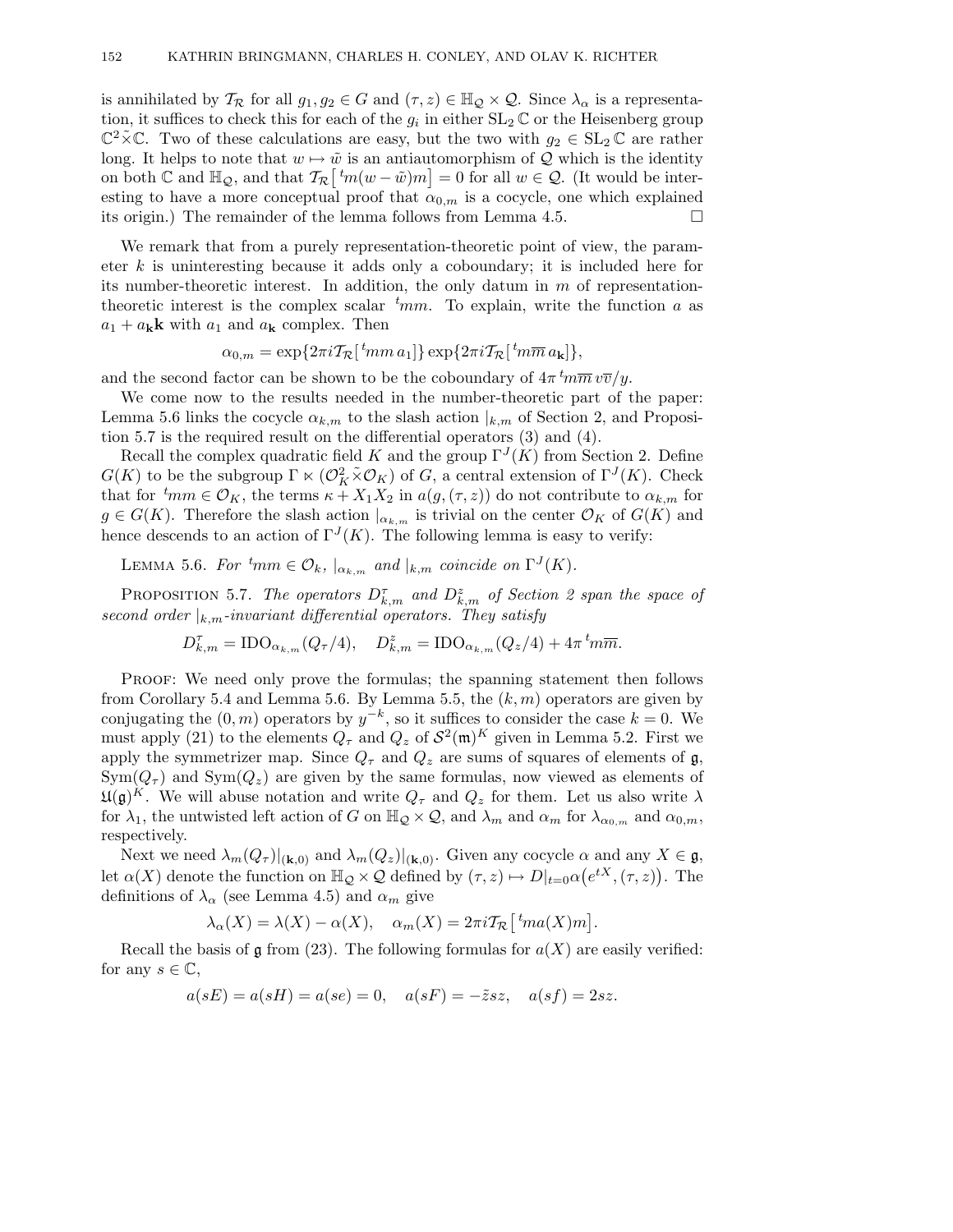is annihilated by $\mathcal{T}_\mathcal{R}$ for all $g_1, g_2 \in G$ and $(\tau, z) \in \mathbb{H}_\mathcal{Q} \times \mathcal{Q}$. Since $\lambda_\alpha$ is a representation, it suffices to check this for each of the $g_i$ in either $\mathrm{SL}_2\,\mathbb{C}$ or the Heisenberg group $\mathbb{C}^2 \tilde{\times} \mathbb{C}$. Two of these calculations are easy, but the two with $g_2 \in \mathrm{SL}_2\,\mathbb{C}$ are rather long. It helps to note that $w \mapsto \tilde{w}$ is an antiautomorphism of $\mathcal{Q}$ which is the identity on both $\mathbb{C}$ and $\mathbb{H}_\mathcal{Q}$, and that $\mathcal{T}_\mathcal{R}\big[\,{}^t m(w - \tilde{w})m\big] = 0$ for all $w \in \mathcal{Q}$. (It would be interesting to have a more conceptual proof that $\alpha_{0,m}$ is a cocycle, one which explained its origin.) The remainder of the lemma follows from Lemma 4.5. $\square$

We remark that from a purely representation-theoretic point of view, the parameter $k$ is uninteresting because it adds only a coboundary; it is included here for its number-theoretic interest. In addition, the only datum in $m$ of representation-theoretic interest is the complex scalar ${}^t mm$. To explain, write the function $a$ as $a_1 + a_\mathbf{k}\mathbf{k}$ with $a_1$ and $a_\mathbf{k}$ complex. Then

$$\alpha_{0,m} = \exp\{2\pi i \mathcal{T}_\mathcal{R}[\,{}^t mm\, a_1]\} \exp\{2\pi i \mathcal{T}_\mathcal{R}[\,{}^t m\overline{m}\, a_\mathbf{k}]\},$$

and the second factor can be shown to be the coboundary of $4\pi\, {}^t m\overline{m}\, v\overline{v}/y$.

We come now to the results needed in the number-theoretic part of the paper: Lemma 5.6 links the cocycle $\alpha_{k,m}$ to the slash action $|_{k,m}$ of Section 2, and Proposition 5.7 is the required result on the differential operators (3) and (4).

Recall the complex quadratic field $K$ and the group $\Gamma^J(K)$ from Section 2. Define $G(K)$ to be the subgroup $\Gamma \ltimes (\mathcal{O}_K^2 \tilde{\times} \mathcal{O}_K)$ of $G$, a central extension of $\Gamma^J(K)$. Check that for ${}^t mm \in \mathcal{O}_K$, the terms $\kappa + X_1 X_2$ in $a(g, (\tau, z))$ do not contribute to $\alpha_{k,m}$ for $g \in G(K)$. Therefore the slash action $|_{\alpha_{k,m}}$ is trivial on the center $\mathcal{O}_K$ of $G(K)$ and hence descends to an action of $\Gamma^J(K)$. The following lemma is easy to verify:

Lemma 5.6. *For ${}^t mm \in \mathcal{O}_k$, $|_{\alpha_{k,m}}$ and $|_{k,m}$ coincide on $\Gamma^J(K)$.*

Proposition 5.7. *The operators $D^\tau_{k,m}$ and $D^z_{k,m}$ of Section 2 span the space of second order $|_{k,m}$-invariant differential operators. They satisfy*

$$D^\tau_{k,m} = \mathrm{IDO}_{\alpha_{k,m}}(Q_\tau/4), \quad D^z_{k,m} = \mathrm{IDO}_{\alpha_{k,m}}(Q_z/4) + 4\pi\, {}^t m\overline{m}.$$

Proof: We need only prove the formulas; the spanning statement then follows from Corollary 5.4 and Lemma 5.6. By Lemma 5.5, the $(k, m)$ operators are given by conjugating the $(0, m)$ operators by $y^{-k}$, so it suffices to consider the case $k = 0$. We must apply (21) to the elements $Q_\tau$ and $Q_z$ of $\mathcal{S}^2(\mathfrak{m})^K$ given in Lemma 5.2. First we apply the symmetrizer map. Since $Q_\tau$ and $Q_z$ are sums of squares of elements of $\mathfrak{g}$, $\mathrm{Sym}(Q_\tau)$ and $\mathrm{Sym}(Q_z)$ are given by the same formulas, now viewed as elements of $\mathfrak{U}(\mathfrak{g})^K$. We will abuse notation and write $Q_\tau$ and $Q_z$ for them. Let us also write $\lambda$ for $\lambda_1$, the untwisted left action of $G$ on $\mathbb{H}_\mathcal{Q} \times \mathcal{Q}$, and $\lambda_m$ and $\alpha_m$ for $\lambda_{\alpha_{0,m}}$ and $\alpha_{0,m}$, respectively.

Next we need $\lambda_m(Q_\tau)|_{(\mathbf{k},0)}$ and $\lambda_m(Q_z)|_{(\mathbf{k},0)}$. Given any cocycle $\alpha$ and any $X \in \mathfrak{g}$, let $\alpha(X)$ denote the function on $\mathbb{H}_\mathcal{Q} \times \mathcal{Q}$ defined by $(\tau, z) \mapsto D|_{t=0}\alpha\big(e^{tX}, (\tau, z)\big)$. The definitions of $\lambda_\alpha$ (see Lemma 4.5) and $\alpha_m$ give

$$\lambda_\alpha(X) = \lambda(X) - \alpha(X), \quad \alpha_m(X) = 2\pi i \mathcal{T}_\mathcal{R}\big[\,{}^t m a(X) m\big].$$

Recall the basis of $\mathfrak{g}$ from (23). The following formulas for $a(X)$ are easily verified: for any $s \in \mathbb{C}$,

$$a(sE) = a(sH) = a(se) = 0, \quad a(sF) = -\tilde{z}sz, \quad a(sf) = 2sz.$$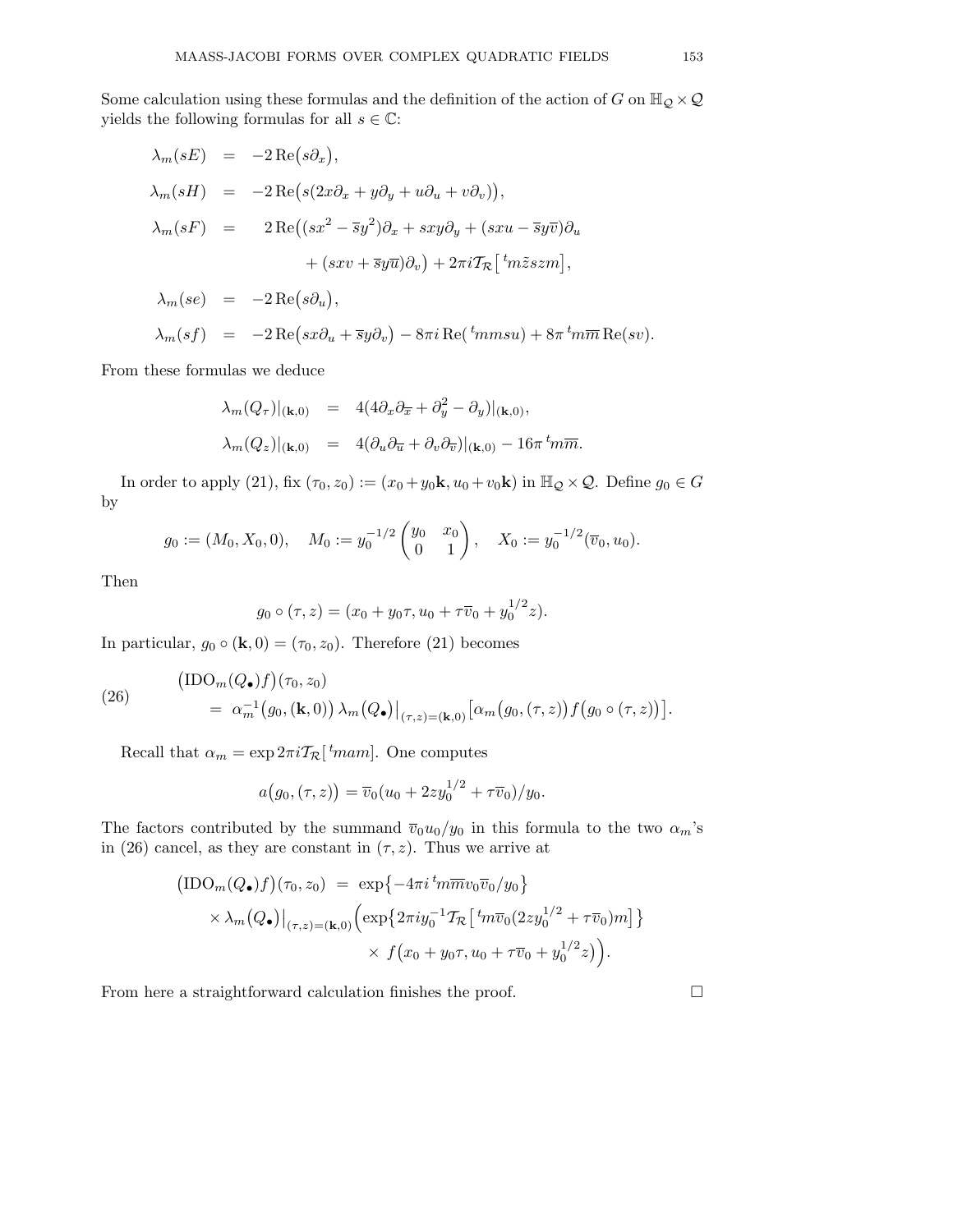Some calculation using these formulas and the definition of the action of $G$ on $\mathbb{H}_{\mathcal{Q}} \times \mathcal{Q}$ yields the following formulas for all $s \in \mathbb{C}$:

$$
\begin{aligned}
\lambda_m(sE) &= -2\,\mathrm{Re}\big(s\partial_x\big), \\
\lambda_m(sH) &= -2\,\mathrm{Re}\big(s(2x\partial_x + y\partial_y + u\partial_u + v\partial_v)\big), \\
\lambda_m(sF) &= \phantom{-}2\,\mathrm{Re}\big((sx^2 - \overline{s}y^2)\partial_x + sxy\partial_y + (sxu - \overline{s}y\overline{v})\partial_u \\
&\qquad\qquad + (sxv + \overline{s}y\overline{u})\partial_v\big) + 2\pi i \mathcal{T}_{\mathcal{R}}\big[\,{}^t m\tilde{z}szm\big], \\
\lambda_m(se) &= -2\,\mathrm{Re}\big(s\partial_u\big), \\
\lambda_m(sf) &= -2\,\mathrm{Re}\big(sx\partial_u + \overline{s}y\partial_v\big) - 8\pi i\,\mathrm{Re}(\,{}^t mmsu) + 8\pi\,{}^t m\overline{m}\,\mathrm{Re}(sv).
\end{aligned}
$$

From these formulas we deduce

$$
\begin{aligned}
\lambda_m(Q_\tau)|_{(\mathbf{k},0)} &= 4(4\partial_x\partial_{\overline{x}} + \partial_y^2 - \partial_y)|_{(\mathbf{k},0)}, \\
\lambda_m(Q_z)|_{(\mathbf{k},0)} &= 4(\partial_u\partial_{\overline{u}} + \partial_v\partial_{\overline{v}})|_{(\mathbf{k},0)} - 16\pi\,{}^t m\overline{m}.
\end{aligned}
$$

In order to apply (21), fix $(\tau_0, z_0) := (x_0 + y_0\mathbf{k}, u_0 + v_0\mathbf{k})$ in $\mathbb{H}_{\mathcal{Q}} \times \mathcal{Q}$. Define $g_0 \in G$ by

$$
g_0 := (M_0, X_0, 0), \quad M_0 := y_0^{-1/2}\begin{pmatrix} y_0 & x_0 \\ 0 & 1 \end{pmatrix}, \quad X_0 := y_0^{-1/2}(\overline{v}_0, u_0).
$$

Then

$$
g_0 \circ (\tau, z) = (x_0 + y_0\tau, u_0 + \tau\overline{v}_0 + y_0^{1/2}z).
$$

In particular, $g_0 \circ (\mathbf{k}, 0) = (\tau_0, z_0)$. Therefore (21) becomes

$$
\begin{aligned}
&\big(\mathrm{IDO}_m(Q_\bullet)f\big)(\tau_0, z_0) \\
&\quad = \alpha_m^{-1}\big(g_0, (\mathbf{k}, 0)\big)\,\lambda_m\big(Q_\bullet\big)\big|_{(\tau,z)=(\mathbf{k},0)}\big[\alpha_m\big(g_0, (\tau, z)\big) f\big(g_0 \circ (\tau, z)\big)\big]. \qquad (26)
\end{aligned}
$$

Recall that $\alpha_m = \exp 2\pi i \mathcal{T}_{\mathcal{R}}[\,{}^t mam]$. One computes

$$
a\big(g_0, (\tau, z)\big) = \overline{v}_0(u_0 + 2zy_0^{1/2} + \tau\overline{v}_0)/y_0.
$$

The factors contributed by the summand $\overline{v}_0 u_0/y_0$ in this formula to the two $\alpha_m$'s in (26) cancel, as they are constant in $(\tau, z)$. Thus we arrive at

$$
\begin{aligned}
\big(\mathrm{IDO}_m(Q_\bullet)f\big)(\tau_0, z_0) &= \exp\big\{-4\pi i\,{}^t m\overline{m}v_0\overline{v}_0/y_0\big\} \\
\times\, \lambda_m\big(Q_\bullet\big)\big|_{(\tau,z)=(\mathbf{k},0)} &\Big(\exp\big\{2\pi i y_0^{-1}\mathcal{T}_{\mathcal{R}}\big[\,{}^t m\overline{v}_0(2zy_0^{1/2} + \tau\overline{v}_0)m\big]\big\} \\
&\qquad \times\, f\big(x_0 + y_0\tau, u_0 + \tau\overline{v}_0 + y_0^{1/2}z\big)\Big).
\end{aligned}
$$

From here a straightforward calculation finishes the proof. $\square$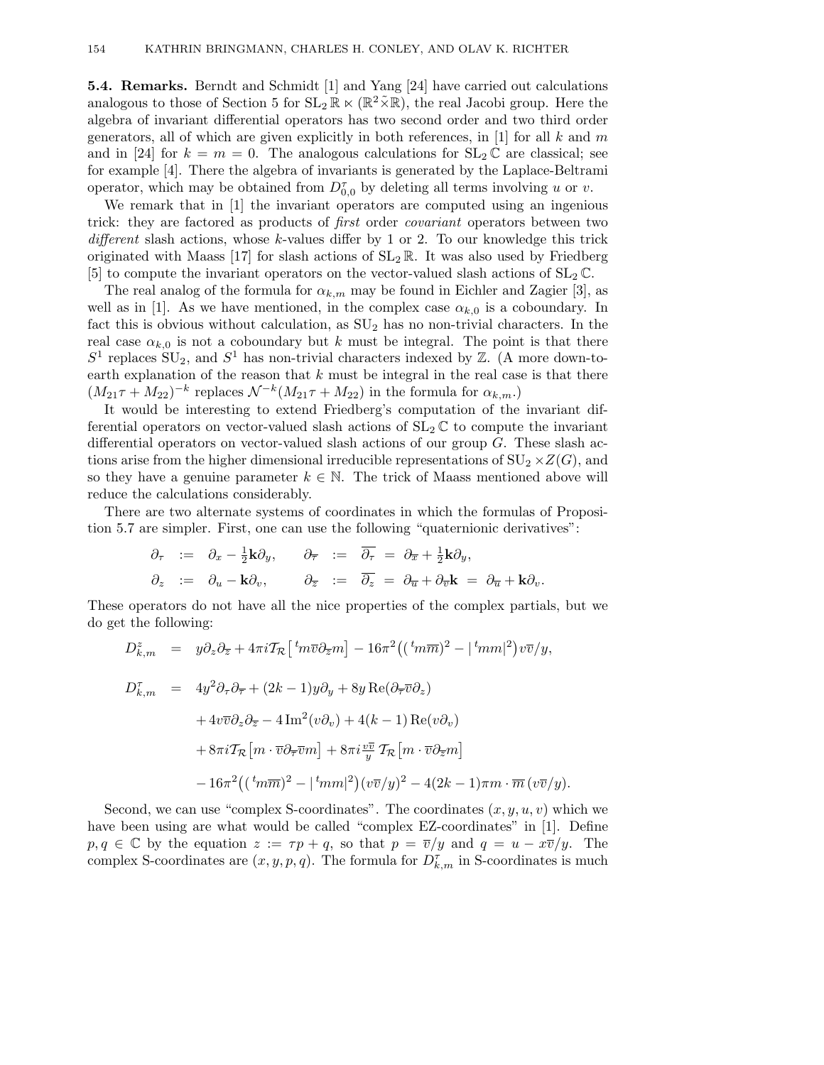**5.4. Remarks.** Berndt and Schmidt [1] and Yang [24] have carried out calculations analogous to those of Section 5 for $\mathrm{SL}_2\mathbb{R} \ltimes (\mathbb{R}^2 \tilde{\times} \mathbb{R})$, the real Jacobi group. Here the algebra of invariant differential operators has two second order and two third order generators, all of which are given explicitly in both references, in [1] for all $k$ and $m$ and in [24] for $k = m = 0$. The analogous calculations for $\mathrm{SL}_2\mathbb{C}$ are classical; see for example [4]. There the algebra of invariants is generated by the Laplace-Beltrami operator, which may be obtained from $D^\tau_{0,0}$ by deleting all terms involving $u$ or $v$.

We remark that in [1] the invariant operators are computed using an ingenious trick: they are factored as products of *first* order *covariant* operators between two *different* slash actions, whose $k$-values differ by 1 or 2. To our knowledge this trick originated with Maass [17] for slash actions of $\mathrm{SL}_2\mathbb{R}$. It was also used by Friedberg [5] to compute the invariant operators on the vector-valued slash actions of $\mathrm{SL}_2\mathbb{C}$.

The real analog of the formula for $\alpha_{k,m}$ may be found in Eichler and Zagier [3], as well as in [1]. As we have mentioned, in the complex case $\alpha_{k,0}$ is a coboundary. In fact this is obvious without calculation, as $\mathrm{SU}_2$ has no non-trivial characters. In the real case $\alpha_{k,0}$ is not a coboundary but $k$ must be integral. The point is that there $S^1$ replaces $\mathrm{SU}_2$, and $S^1$ has non-trivial characters indexed by $\mathbb{Z}$. (A more down-to-earth explanation of the reason that $k$ must be integral in the real case is that there $(M_{21}\tau + M_{22})^{-k}$ replaces $\mathcal{N}^{-k}(M_{21}\tau + M_{22})$ in the formula for $\alpha_{k,m}$.)

It would be interesting to extend Friedberg's computation of the invariant differential operators on vector-valued slash actions of $\mathrm{SL}_2\mathbb{C}$ to compute the invariant differential operators on vector-valued slash actions of our group $G$. These slash actions arise from the higher dimensional irreducible representations of $\mathrm{SU}_2 \times Z(G)$, and so they have a genuine parameter $k \in \mathbb{N}$. The trick of Maass mentioned above will reduce the calculations considerably.

There are two alternate systems of coordinates in which the formulas of Proposition 5.7 are simpler. First, one can use the following "quaternionic derivatives":

$$
\begin{aligned}
\partial_\tau &:= \partial_x - \tfrac{1}{2}\mathbf{k}\partial_y, \qquad & \partial_{\overline{\tau}} &:= \overline{\partial_\tau} = \partial_{\overline{x}} + \tfrac{1}{2}\mathbf{k}\partial_y, \\
\partial_z &:= \partial_u - \mathbf{k}\partial_v, \qquad & \partial_{\overline{z}} &:= \overline{\partial_z} = \partial_{\overline{u}} + \partial_{\overline{v}}\mathbf{k} = \partial_{\overline{u}} + \mathbf{k}\partial_v.
\end{aligned}
$$

These operators do not have all the nice properties of the complex partials, but we do get the following:

$$
\begin{aligned}
D^z_{k,m} &= y\partial_z\partial_{\overline{z}} + 4\pi i \mathcal{T}_{\mathcal{R}}\big[\,{}^t m\overline{v}\partial_{\overline{z}} m\big] - 16\pi^2\big(({}^t m\overline{m})^2 - |\,{}^t mm|^2\big)v\overline{v}/y, \\
D^\tau_{k,m} &= 4y^2\partial_\tau\partial_{\overline{\tau}} + (2k-1)y\partial_y + 8y\,\mathrm{Re}(\partial_{\overline{\tau}}\overline{v}\partial_z) \\
&\quad + 4v\overline{v}\partial_z\partial_{\overline{z}} - 4\,\mathrm{Im}^2(v\partial_v) + 4(k-1)\,\mathrm{Re}(v\partial_v) \\
&\quad + 8\pi i \mathcal{T}_{\mathcal{R}}\big[m\cdot\overline{v}\partial_{\overline{\tau}}\overline{v}m\big] + 8\pi i \tfrac{v\overline{v}}{y}\,\mathcal{T}_{\mathcal{R}}\big[m\cdot\overline{v}\partial_{\overline{z}} m\big] \\
&\quad - 16\pi^2\big(({}^t m\overline{m})^2 - |\,{}^t mm|^2\big)(v\overline{v}/y)^2 - 4(2k-1)\pi m\cdot\overline{m}\,(v\overline{v}/y).
\end{aligned}
$$

Second, we can use "complex S-coordinates". The coordinates $(x, y, u, v)$ which we have been using are what would be called "complex EZ-coordinates" in [1]. Define $p, q \in \mathbb{C}$ by the equation $z := \tau p + q$, so that $p = \overline{v}/y$ and $q = u - x\overline{v}/y$. The complex S-coordinates are $(x, y, p, q)$. The formula for $D^\tau_{k,m}$ in S-coordinates is much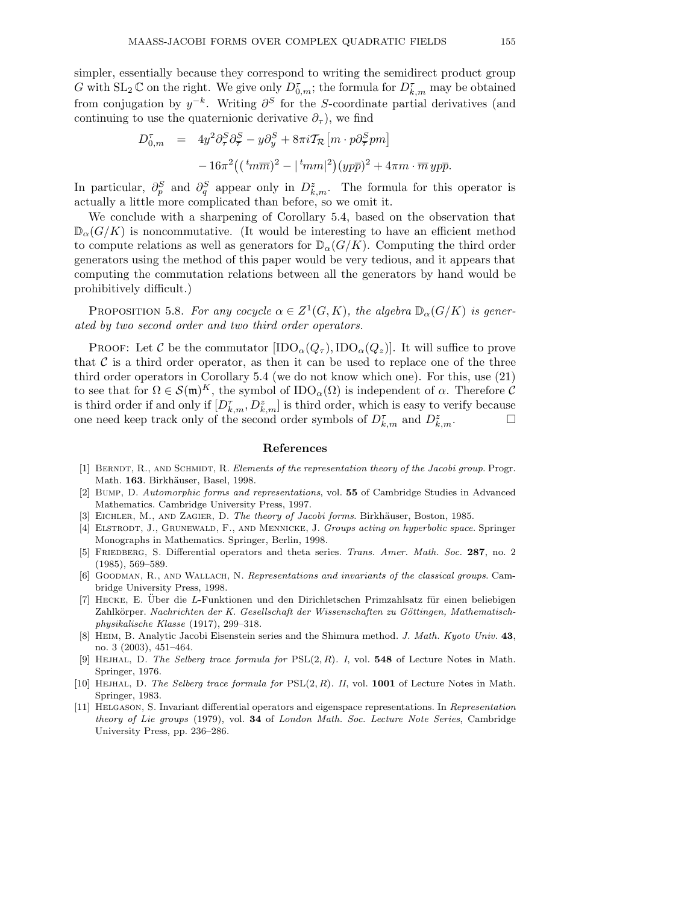simpler, essentially because they correspond to writing the semidirect product group $G$ with $\mathrm{SL}_2\,\mathbb{C}$ on the right. We give only $D^\tau_{0,m}$; the formula for $D^\tau_{k,m}$ may be obtained from conjugation by $y^{-k}$. Writing $\partial^S$ for the $S$-coordinate partial derivatives (and continuing to use the quaternionic derivative $\partial_\tau$), we find

$$
\begin{aligned}
D^\tau_{0,m} \quad &= \quad 4y^2\partial^S_\tau\partial^S_{\overline{\tau}} - y\partial^S_y + 8\pi i\mathcal{T}_{\mathcal{R}}\big[m\cdot p\partial^S_{\overline{\tau}}pm\big] \\
&\qquad - 16\pi^2\big(({}^tm\overline{m})^2 - |{}^tmm|^2\big)(yp\overline{p})^2 + 4\pi m\cdot\overline{m}\,yp\overline{p}.
\end{aligned}
$$

In particular, $\partial^S_p$ and $\partial^S_q$ appear only in $D^z_{k,m}$. The formula for this operator is actually a little more complicated than before, so we omit it.

We conclude with a sharpening of Corollary 5.4, based on the observation that $\mathbb{D}_\alpha(G/K)$ is noncommutative. (It would be interesting to have an efficient method to compute relations as well as generators for $\mathbb{D}_\alpha(G/K)$. Computing the third order generators using the method of this paper would be very tedious, and it appears that computing the commutation relations between all the generators by hand would be prohibitively difficult.)

Proposition 5.8. *For any cocycle $\alpha\in Z^1(G,K)$, the algebra $\mathbb{D}_\alpha(G/K)$ is generated by two second order and two third order operators.*

Proof: Let $\mathcal{C}$ be the commutator $[\mathrm{IDO}_\alpha(Q_\tau),\mathrm{IDO}_\alpha(Q_z)]$. It will suffice to prove that $\mathcal{C}$ is a third order operator, as then it can be used to replace one of the three third order operators in Corollary 5.4 (we do not know which one). For this, use (21) to see that for $\Omega\in\mathcal{S}(\mathfrak{m})^K$, the symbol of $\mathrm{IDO}_\alpha(\Omega)$ is independent of $\alpha$. Therefore $\mathcal{C}$ is third order if and only if $[D^\tau_{k,m}, D^z_{k,m}]$ is third order, which is easy to verify because one need keep track only of the second order symbols of $D^\tau_{k,m}$ and $D^z_{k,m}$. $\square$

## References

[1] Berndt, R., and Schmidt, R. *Elements of the representation theory of the Jacobi group*. Progr. Math. **163**. Birkhäuser, Basel, 1998.

[2] Bump, D. *Automorphic forms and representations*, vol. **55** of Cambridge Studies in Advanced Mathematics. Cambridge University Press, 1997.

[3] Eichler, M., and Zagier, D. *The theory of Jacobi forms*. Birkhäuser, Boston, 1985.

[4] Elstrodt, J., Grunewald, F., and Mennicke, J. *Groups acting on hyperbolic space*. Springer Monographs in Mathematics. Springer, Berlin, 1998.

[5] Friedberg, S. Differential operators and theta series. *Trans. Amer. Math. Soc.* **287**, no. 2 (1985), 569–589.

[6] Goodman, R., and Wallach, N. *Representations and invariants of the classical groups*. Cambridge University Press, 1998.

[7] Hecke, E. Über die $L$-Funktionen und den Dirichletschen Primzahlsatz für einen beliebigen Zahlkörper. *Nachrichten der K. Gesellschaft der Wissenschaften zu Göttingen, Mathematisch-physikalische Klasse* (1917), 299–318.

[8] Heim, B. Analytic Jacobi Eisenstein series and the Shimura method. *J. Math. Kyoto Univ.* **43**, no. 3 (2003), 451–464.

[9] Hejhal, D. *The Selberg trace formula for* $\mathrm{PSL}(2,R)$*. I*, vol. **548** of Lecture Notes in Math. Springer, 1976.

[10] Hejhal, D. *The Selberg trace formula for* $\mathrm{PSL}(2,R)$*. II*, vol. **1001** of Lecture Notes in Math. Springer, 1983.

[11] Helgason, S. Invariant differential operators and eigenspace representations. In *Representation theory of Lie groups* (1979), vol. **34** of *London Math. Soc. Lecture Note Series*, Cambridge University Press, pp. 236–286.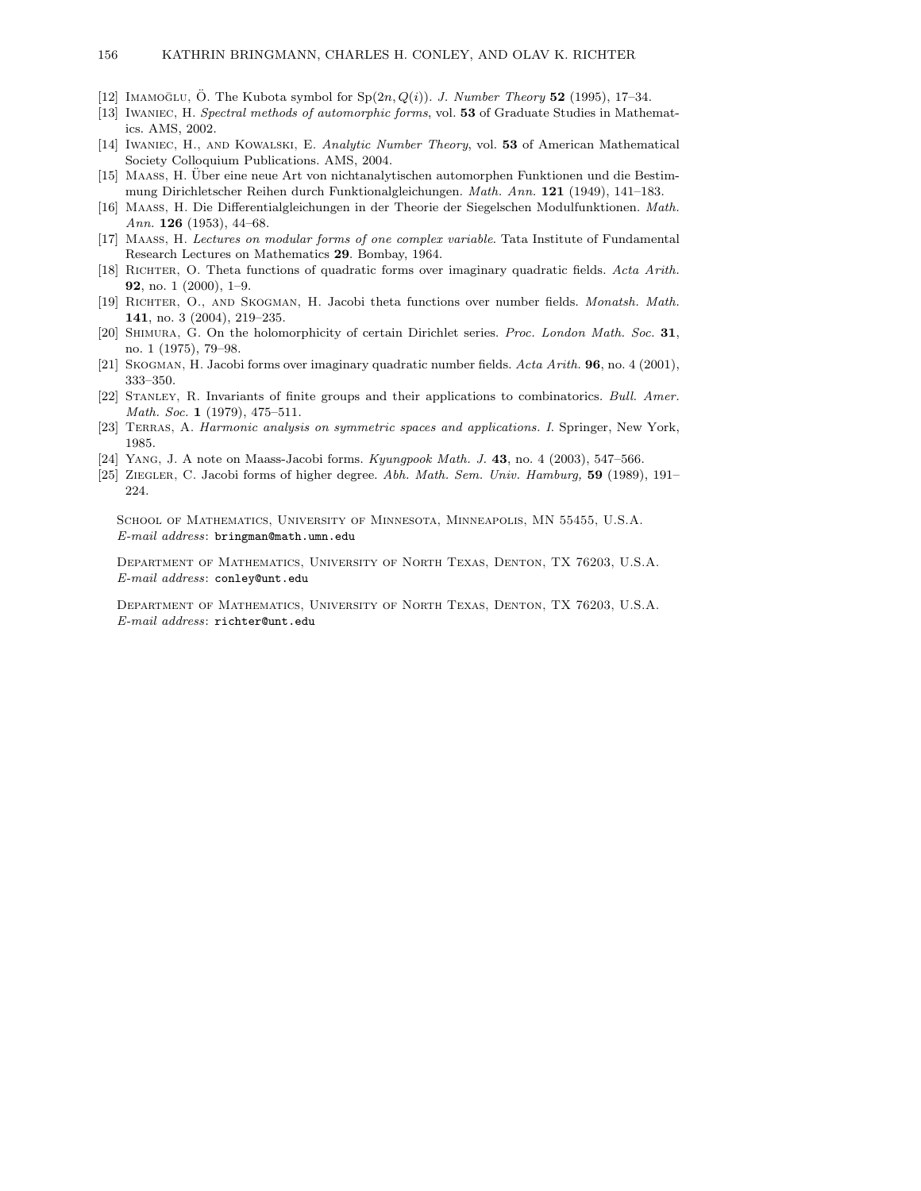[12] Imamoḡlu, Ö. The Kubota symbol for $\mathrm{Sp}(2n, Q(i))$. *J. Number Theory* **52** (1995), 17–34.

[13] Iwaniec, H. *Spectral methods of automorphic forms*, vol. **53** of Graduate Studies in Mathematics. AMS, 2002.

[14] Iwaniec, H., and Kowalski, E. *Analytic Number Theory*, vol. **53** of American Mathematical Society Colloquium Publications. AMS, 2004.

[15] Maass, H. Über eine neue Art von nichtanalytischen automorphen Funktionen und die Bestimmung Dirichletscher Reihen durch Funktionalgleichungen. *Math. Ann.* **121** (1949), 141–183.

[16] Maass, H. Die Differentialgleichungen in der Theorie der Siegelschen Modulfunktionen. *Math. Ann.* **126** (1953), 44–68.

[17] Maass, H. *Lectures on modular forms of one complex variable*. Tata Institute of Fundamental Research Lectures on Mathematics **29**. Bombay, 1964.

[18] Richter, O. Theta functions of quadratic forms over imaginary quadratic fields. *Acta Arith.* **92**, no. 1 (2000), 1–9.

[19] Richter, O., and Skogman, H. Jacobi theta functions over number fields. *Monatsh. Math.* **141**, no. 3 (2004), 219–235.

[20] Shimura, G. On the holomorphicity of certain Dirichlet series. *Proc. London Math. Soc.* **31**, no. 1 (1975), 79–98.

[21] Skogman, H. Jacobi forms over imaginary quadratic number fields. *Acta Arith.* **96**, no. 4 (2001), 333–350.

[22] Stanley, R. Invariants of finite groups and their applications to combinatorics. *Bull. Amer. Math. Soc.* **1** (1979), 475–511.

[23] Terras, A. *Harmonic analysis on symmetric spaces and applications. I.* Springer, New York, 1985.

[24] Yang, J. A note on Maass-Jacobi forms. *Kyungpook Math. J.* **43**, no. 4 (2003), 547–566.

[25] Ziegler, C. Jacobi forms of higher degree. *Abh. Math. Sem. Univ. Hamburg,* **59** (1989), 191–224.

School of Mathematics, University of Minnesota, Minneapolis, MN 55455, U.S.A.
*E-mail address*: `bringman@math.umn.edu`

Department of Mathematics, University of North Texas, Denton, TX 76203, U.S.A.
*E-mail address*: `conley@unt.edu`

Department of Mathematics, University of North Texas, Denton, TX 76203, U.S.A.
*E-mail address*: `richter@unt.edu`